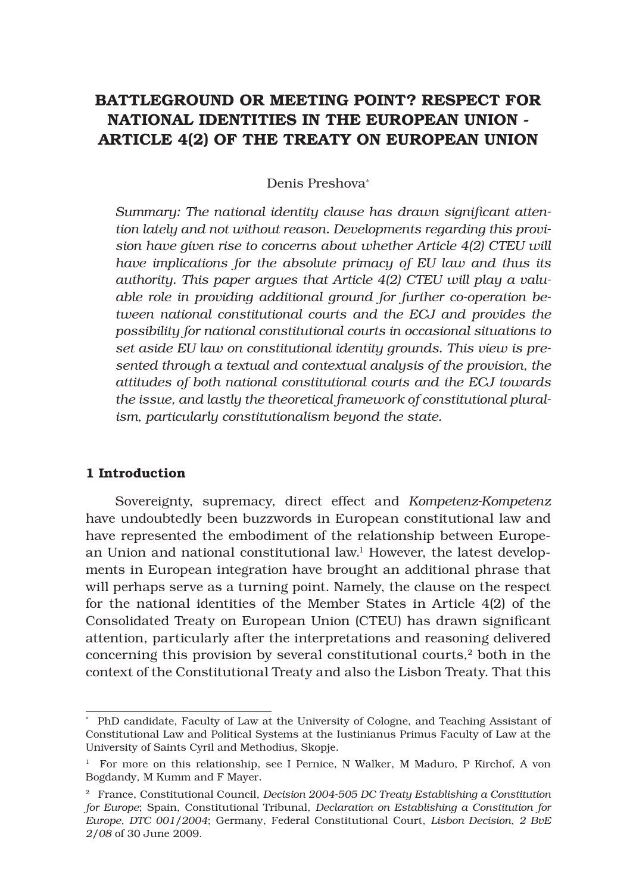# BATTLEGROUND OR MEETING POINT? RESPECT FOR NATIONAL IDENTITIES IN THE EUROPEAN UNION - ARTICLE 4(2) OF THE TREATY ON EUROPEAN UNION

Denis Preshova[*]

*Summary: The national identity clause has drawn significant attention lately and not without reason. Developments regarding this provision have given rise to concerns about whether Article 4(2) CTEU will have implications for the absolute primacy of EU law and thus its authority. This paper argues that Article 4(2) CTEU will play a valuable role in providing additional ground for further co-operation between national constitutional courts and the ECJ and provides the possibility for national constitutional courts in occasional situations to set aside EU law on constitutional identity grounds. This view is presented through a textual and contextual analysis of the provision, the attitudes of both national constitutional courts and the ECJ towards the issue, and lastly the theoretical framework of constitutional pluralism, particularly constitutionalism beyond the state.*

## 1 Introduction

Sovereignty, supremacy, direct effect and *Kompetenz-Kompetenz* have undoubtedly been buzzwords in European constitutional law and have represented the embodiment of the relationship between European Union and national constitutional law.[1] However, the latest developments in European integration have brought an additional phrase that will perhaps serve as a turning point. Namely, the clause on the respect for the national identities of the Member States in Article 4(2) of the Consolidated Treaty on European Union (CTEU) has drawn significant attention, particularly after the interpretations and reasoning delivered concerning this provision by several constitutional courts,[2] both in the context of the Constitutional Treaty and also the Lisbon Treaty. That this

---

[*] PhD candidate, Faculty of Law at the University of Cologne, and Teaching Assistant of Constitutional Law and Political Systems at the Iustinianus Primus Faculty of Law at the University of Saints Cyril and Methodius, Skopje.

[1] For more on this relationship, see I Pernice, N Walker, M Maduro, P Kirchof, A von Bogdandy, M Kumm and F Mayer.

[2] France, Constitutional Council, *Decision 2004-505 DC Treaty Establishing a Constitution for Europe*; Spain, Constitutional Tribunal, *Declaration on Establishing a Constitution for Europe, DTC 001/2004*; Germany, Federal Constitutional Court, *Lisbon Decision, 2 BvE 2/08* of 30 June 2009.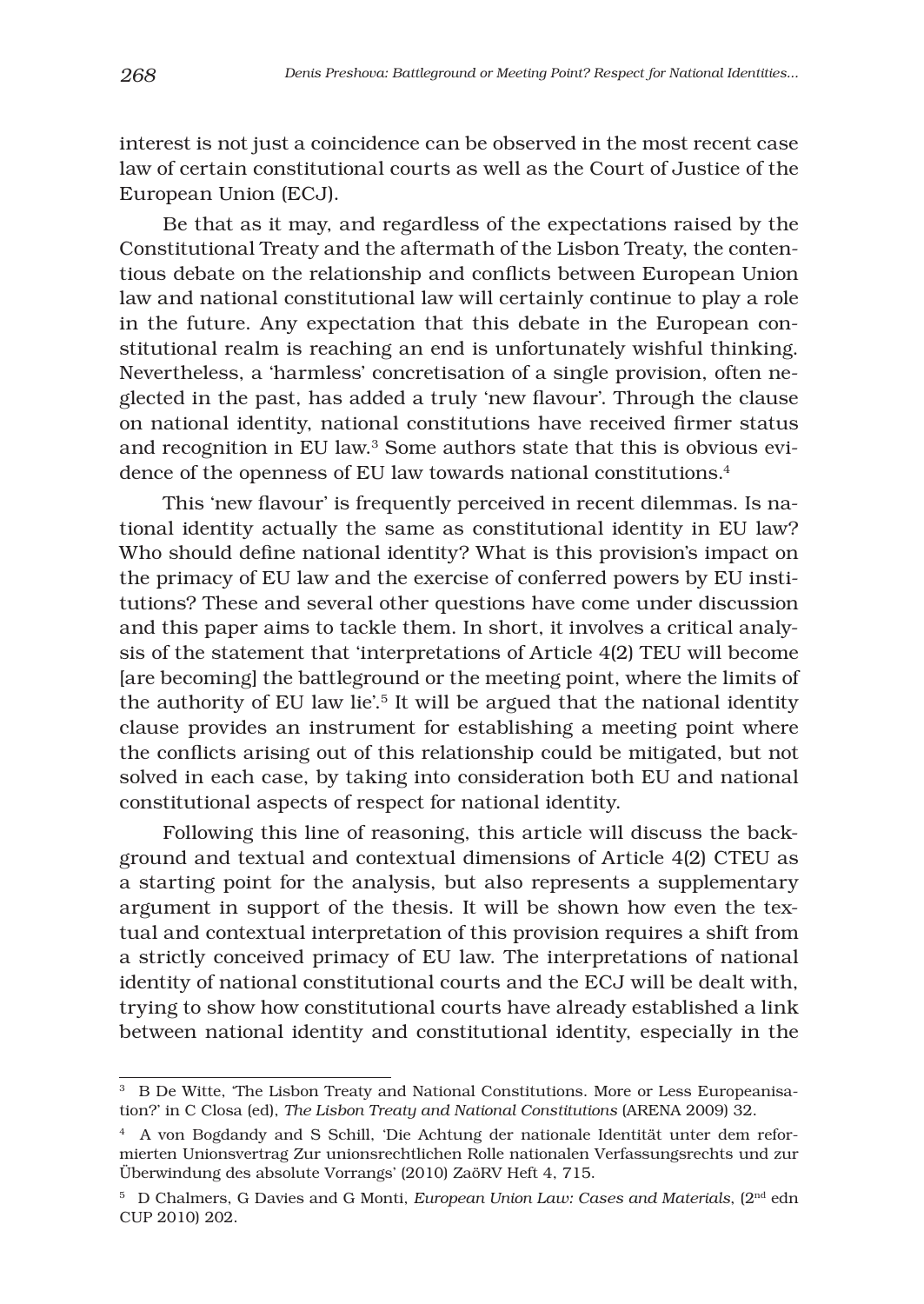interest is not just a coincidence can be observed in the most recent case law of certain constitutional courts as well as the Court of Justice of the European Union (ECJ).

Be that as it may, and regardless of the expectations raised by the Constitutional Treaty and the aftermath of the Lisbon Treaty, the contentious debate on the relationship and conflicts between European Union law and national constitutional law will certainly continue to play a role in the future. Any expectation that this debate in the European constitutional realm is reaching an end is unfortunately wishful thinking. Nevertheless, a 'harmless' concretisation of a single provision, often neglected in the past, has added a truly 'new flavour'. Through the clause on national identity, national constitutions have received firmer status and recognition in EU law.[3] Some authors state that this is obvious evidence of the openness of EU law towards national constitutions.[4]

This 'new flavour' is frequently perceived in recent dilemmas. Is national identity actually the same as constitutional identity in EU law? Who should define national identity? What is this provision's impact on the primacy of EU law and the exercise of conferred powers by EU institutions? These and several other questions have come under discussion and this paper aims to tackle them. In short, it involves a critical analysis of the statement that 'interpretations of Article 4(2) TEU will become [are becoming] the battleground or the meeting point, where the limits of the authority of EU law lie'.[5] It will be argued that the national identity clause provides an instrument for establishing a meeting point where the conflicts arising out of this relationship could be mitigated, but not solved in each case, by taking into consideration both EU and national constitutional aspects of respect for national identity.

Following this line of reasoning, this article will discuss the background and textual and contextual dimensions of Article 4(2) CTEU as a starting point for the analysis, but also represents a supplementary argument in support of the thesis. It will be shown how even the textual and contextual interpretation of this provision requires a shift from a strictly conceived primacy of EU law. The interpretations of national identity of national constitutional courts and the ECJ will be dealt with, trying to show how constitutional courts have already established a link between national identity and constitutional identity, especially in the

---

[3] B De Witte, 'The Lisbon Treaty and National Constitutions. More or Less Europeanisation?' in C Closa (ed), *The Lisbon Treaty and National Constitutions* (ARENA 2009) 32.

[4] A von Bogdandy and S Schill, 'Die Achtung der nationale Identität unter dem reformierten Unionsvertrag Zur unionsrechtlichen Rolle nationalen Verfassungsrechts und zur Überwindung des absolute Vorrangs' (2010) ZaöRV Heft 4, 715.

[5] D Chalmers, G Davies and G Monti, *European Union Law: Cases and Materials*, (2nd edn CUP 2010) 202.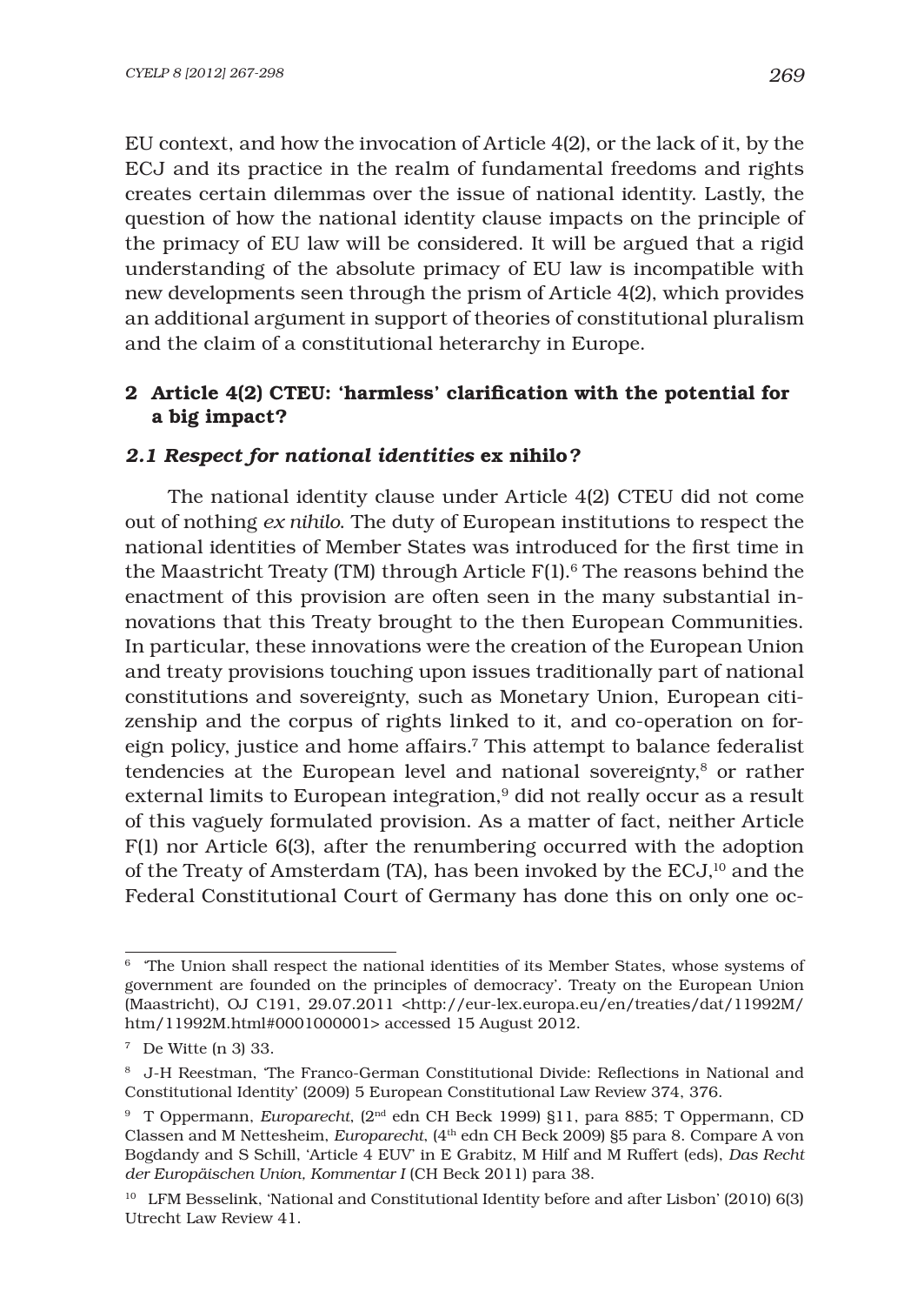EU context, and how the invocation of Article 4(2), or the lack of it, by the ECJ and its practice in the realm of fundamental freedoms and rights creates certain dilemmas over the issue of national identity. Lastly, the question of how the national identity clause impacts on the principle of the primacy of EU law will be considered. It will be argued that a rigid understanding of the absolute primacy of EU law is incompatible with new developments seen through the prism of Article 4(2), which provides an additional argument in support of theories of constitutional pluralism and the claim of a constitutional heterarchy in Europe.

## 2 Article 4(2) CTEU: 'harmless' clarification with the potential for a big impact?

### *2.1 Respect for national identities* ex nihilo?

The national identity clause under Article 4(2) CTEU did not come out of nothing *ex nihilo*. The duty of European institutions to respect the national identities of Member States was introduced for the first time in the Maastricht Treaty (TM) through Article F(1).[6] The reasons behind the enactment of this provision are often seen in the many substantial innovations that this Treaty brought to the then European Communities. In particular, these innovations were the creation of the European Union and treaty provisions touching upon issues traditionally part of national constitutions and sovereignty, such as Monetary Union, European citizenship and the corpus of rights linked to it, and co-operation on foreign policy, justice and home affairs.[7] This attempt to balance federalist tendencies at the European level and national sovereignty,[8] or rather external limits to European integration,[9] did not really occur as a result of this vaguely formulated provision. As a matter of fact, neither Article F(1) nor Article 6(3), after the renumbering occurred with the adoption of the Treaty of Amsterdam (TA), has been invoked by the ECJ,[10] and the Federal Constitutional Court of Germany has done this on only one oc-

---

[6] 'The Union shall respect the national identities of its Member States, whose systems of government are founded on the principles of democracy'. Treaty on the European Union (Maastricht), OJ C191, 29.07.2011 <http://eur-lex.europa.eu/en/treaties/dat/11992M/htm/11992M.html#0001000001> accessed 15 August 2012.

[7] De Witte (n 3) 33.

[8] J-H Reestman, 'The Franco-German Constitutional Divide: Reflections in National and Constitutional Identity' (2009) 5 European Constitutional Law Review 374, 376.

[9] T Oppermann, *Europarecht*, (2nd edn CH Beck 1999) §11, para 885; T Oppermann, CD Classen and M Nettesheim, *Europarecht*, (4th edn CH Beck 2009) §5 para 8. Compare A von Bogdandy and S Schill, 'Article 4 EUV' in E Grabitz, M Hilf and M Ruffert (eds), *Das Recht der Europäischen Union, Kommentar I* (CH Beck 2011) para 38.

[10] LFM Besselink, 'National and Constitutional Identity before and after Lisbon' (2010) 6(3) Utrecht Law Review 41.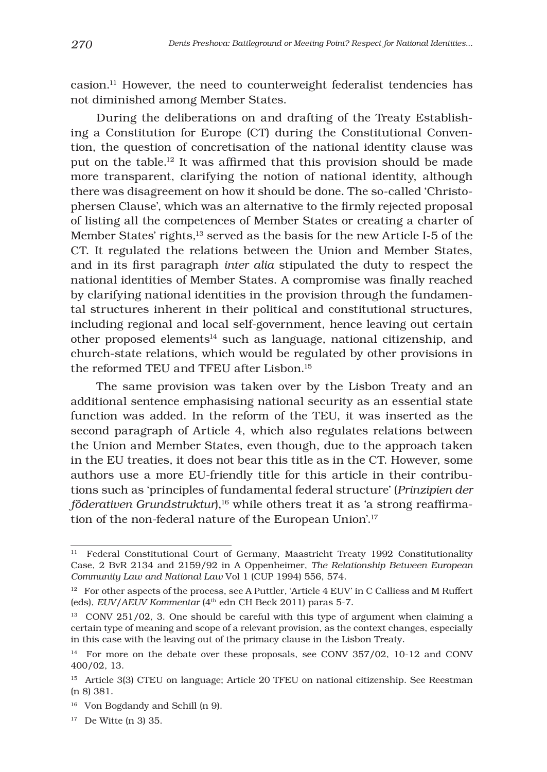casion.[11] However, the need to counterweight federalist tendencies has not diminished among Member States.

During the deliberations on and drafting of the Treaty Establishing a Constitution for Europe (CT) during the Constitutional Convention, the question of concretisation of the national identity clause was put on the table.[12] It was affirmed that this provision should be made more transparent, clarifying the notion of national identity, although there was disagreement on how it should be done. The so-called 'Christophersen Clause', which was an alternative to the firmly rejected proposal of listing all the competences of Member States or creating a charter of Member States' rights,[13] served as the basis for the new Article I-5 of the CT. It regulated the relations between the Union and Member States, and in its first paragraph *inter alia* stipulated the duty to respect the national identities of Member States. A compromise was finally reached by clarifying national identities in the provision through the fundamental structures inherent in their political and constitutional structures, including regional and local self-government, hence leaving out certain other proposed elements[14] such as language, national citizenship, and church-state relations, which would be regulated by other provisions in the reformed TEU and TFEU after Lisbon.[15]

The same provision was taken over by the Lisbon Treaty and an additional sentence emphasising national security as an essential state function was added. In the reform of the TEU, it was inserted as the second paragraph of Article 4, which also regulates relations between the Union and Member States, even though, due to the approach taken in the EU treaties, it does not bear this title as in the CT. However, some authors use a more EU-friendly title for this article in their contributions such as 'principles of fundamental federal structure' (*Prinzipien der föderativen Grundstruktur*),[16] while others treat it as 'a strong reaffirmation of the non-federal nature of the European Union'.[17]

---

[11] Federal Constitutional Court of Germany, Maastricht Treaty 1992 Constitutionality Case, 2 BvR 2134 and 2159/92 in A Oppenheimer, *The Relationship Between European Community Law and National Law* Vol 1 (CUP 1994) 556, 574.

[12] For other aspects of the process, see A Puttler, 'Article 4 EUV' in C Calliess and M Ruffert (eds), *EUV/AEUV Kommentar* (4th edn CH Beck 2011) paras 5-7.

[13] CONV 251/02, 3. One should be careful with this type of argument when claiming a certain type of meaning and scope of a relevant provision, as the context changes, especially in this case with the leaving out of the primacy clause in the Lisbon Treaty.

[14] For more on the debate over these proposals, see CONV 357/02, 10-12 and CONV 400/02, 13.

[15] Article 3(3) CTEU on language; Article 20 TFEU on national citizenship. See Reestman (n 8) 381.

[16] Von Bogdandy and Schill (n 9).

[17] De Witte (n 3) 35.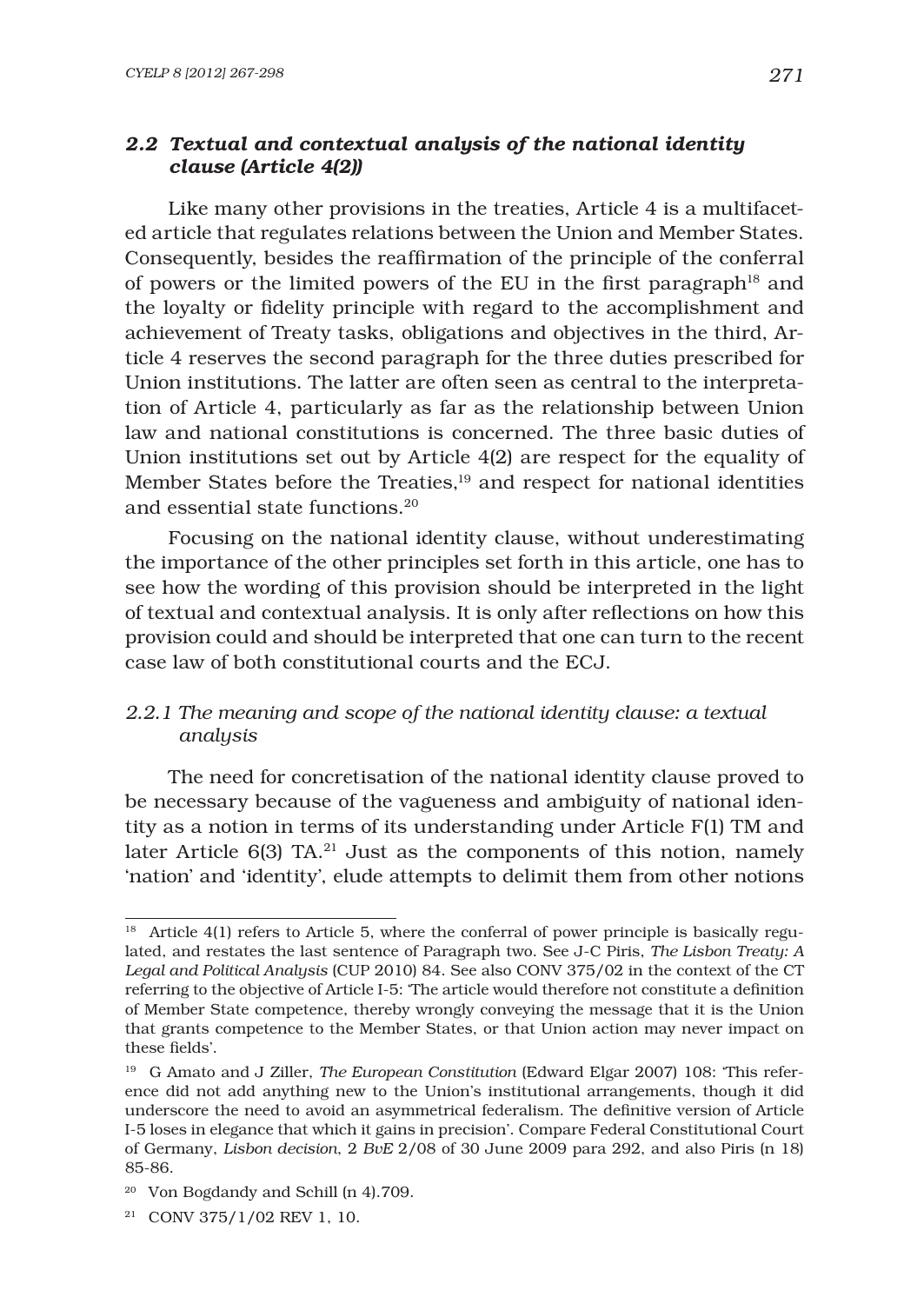### *2.2 Textual and contextual analysis of the national identity clause (Article 4(2))*

Like many other provisions in the treaties, Article 4 is a multifaceted article that regulates relations between the Union and Member States. Consequently, besides the reaffirmation of the principle of the conferral of powers or the limited powers of the EU in the first paragraph[18] and the loyalty or fidelity principle with regard to the accomplishment and achievement of Treaty tasks, obligations and objectives in the third, Article 4 reserves the second paragraph for the three duties prescribed for Union institutions. The latter are often seen as central to the interpretation of Article 4, particularly as far as the relationship between Union law and national constitutions is concerned. The three basic duties of Union institutions set out by Article 4(2) are respect for the equality of Member States before the Treaties,[19] and respect for national identities and essential state functions.[20]

Focusing on the national identity clause, without underestimating the importance of the other principles set forth in this article, one has to see how the wording of this provision should be interpreted in the light of textual and contextual analysis. It is only after reflections on how this provision could and should be interpreted that one can turn to the recent case law of both constitutional courts and the ECJ.

#### *2.2.1 The meaning and scope of the national identity clause: a textual analysis*

The need for concretisation of the national identity clause proved to be necessary because of the vagueness and ambiguity of national identity as a notion in terms of its understanding under Article F(1) TM and later Article 6(3) TA.[21] Just as the components of this notion, namely 'nation' and 'identity', elude attempts to delimit them from other notions

---

[18] Article 4(1) refers to Article 5, where the conferral of power principle is basically regulated, and restates the last sentence of Paragraph two. See J-C Piris, *The Lisbon Treaty: A Legal and Political Analysis* (CUP 2010) 84. See also CONV 375/02 in the context of the CT referring to the objective of Article I-5: 'The article would therefore not constitute a definition of Member State competence, thereby wrongly conveying the message that it is the Union that grants competence to the Member States, or that Union action may never impact on these fields'.

[19] G Amato and J Ziller, *The European Constitution* (Edward Elgar 2007) 108: 'This reference did not add anything new to the Union's institutional arrangements, though it did underscore the need to avoid an asymmetrical federalism. The definitive version of Article I-5 loses in elegance that which it gains in precision'. Compare Federal Constitutional Court of Germany, *Lisbon decision*, 2 *BvE* 2/08 of 30 June 2009 para 292, and also Piris (n 18) 85-86.

[20] Von Bogdandy and Schill (n 4).709.

[21] CONV 375/1/02 REV 1, 10.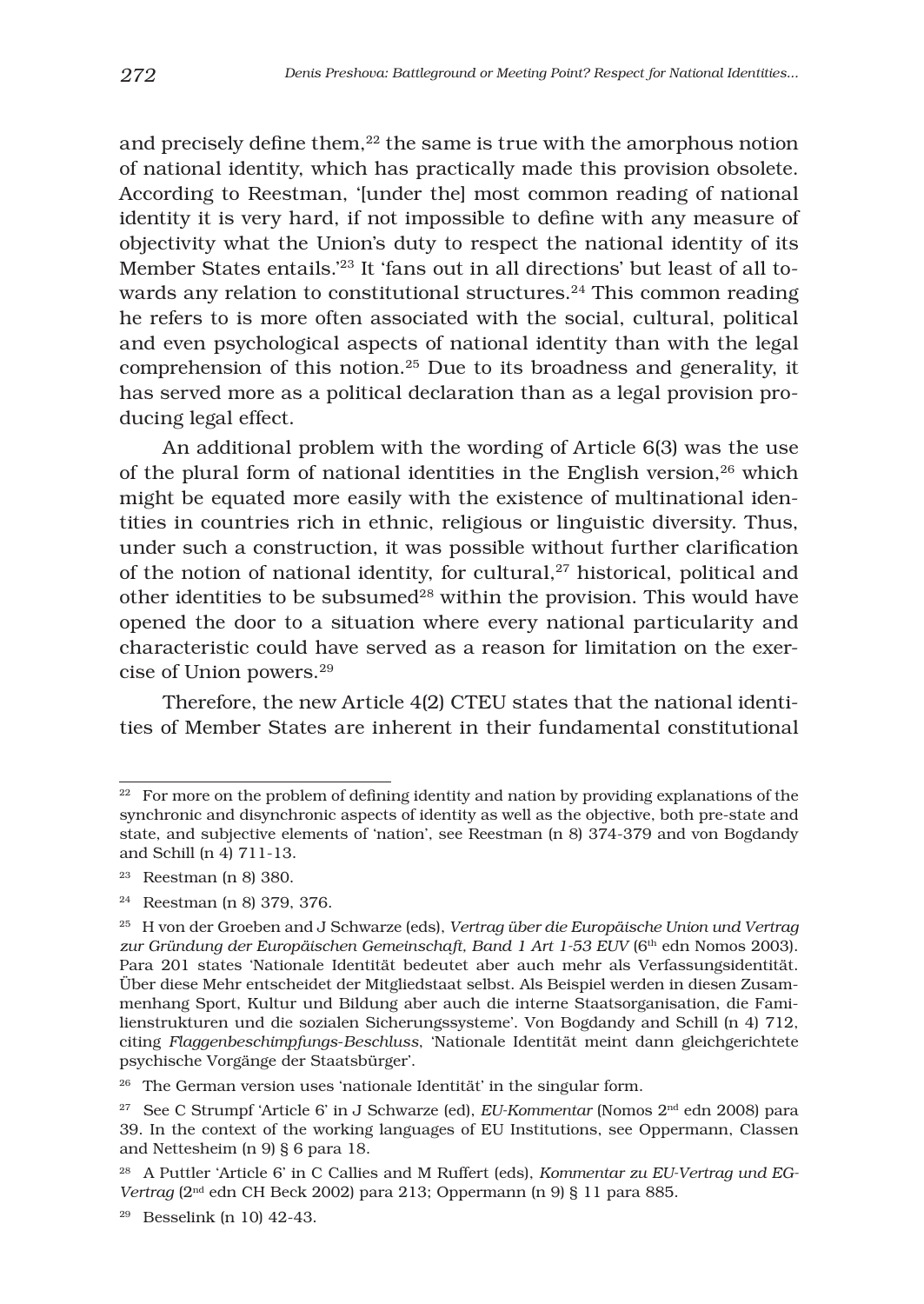and precisely define them,[22] the same is true with the amorphous notion of national identity, which has practically made this provision obsolete. According to Reestman, '[under the] most common reading of national identity it is very hard, if not impossible to define with any measure of objectivity what the Union's duty to respect the national identity of its Member States entails.'[23] It 'fans out in all directions' but least of all towards any relation to constitutional structures.[24] This common reading he refers to is more often associated with the social, cultural, political and even psychological aspects of national identity than with the legal comprehension of this notion.[25] Due to its broadness and generality, it has served more as a political declaration than as a legal provision producing legal effect.

An additional problem with the wording of Article 6(3) was the use of the plural form of national identities in the English version,[26] which might be equated more easily with the existence of multinational identities in countries rich in ethnic, religious or linguistic diversity. Thus, under such a construction, it was possible without further clarification of the notion of national identity, for cultural,[27] historical, political and other identities to be subsumed[28] within the provision. This would have opened the door to a situation where every national particularity and characteristic could have served as a reason for limitation on the exercise of Union powers.[29]

Therefore, the new Article 4(2) CTEU states that the national identities of Member States are inherent in their fundamental constitutional

---

[22] For more on the problem of defining identity and nation by providing explanations of the synchronic and disynchronic aspects of identity as well as the objective, both pre-state and state, and subjective elements of 'nation', see Reestman (n 8) 374-379 and von Bogdandy and Schill (n 4) 711-13.

[23] Reestman (n 8) 380.

[24] Reestman (n 8) 379, 376.

[25] H von der Groeben and J Schwarze (eds), *Vertrag über die Europäische Union und Vertrag zur Gründung der Europäischen Gemeinschaft, Band 1 Art 1-53 EUV* (6th edn Nomos 2003). Para 201 states 'Nationale Identität bedeutet aber auch mehr als Verfassungsidentität. Über diese Mehr entscheidet der Mitgliedstaat selbst. Als Beispiel werden in diesen Zusammenhang Sport, Kultur und Bildung aber auch die interne Staatsorganisation, die Familienstrukturen und die sozialen Sicherungssysteme'. Von Bogdandy and Schill (n 4) 712, citing *Flaggenbeschimpfungs-Beschluss*, 'Nationale Identität meint dann gleichgerichtete psychische Vorgänge der Staatsbürger'.

[26] The German version uses 'nationale Identität' in the singular form.

[27] See C Strumpf 'Article 6' in J Schwarze (ed), *EU-Kommentar* (Nomos 2nd edn 2008) para 39. In the context of the working languages of EU Institutions, see Oppermann, Classen and Nettesheim (n 9) § 6 para 18.

[28] A Puttler 'Article 6' in C Callies and M Ruffert (eds), *Kommentar zu EU-Vertrag und EG-Vertrag* (2nd edn CH Beck 2002) para 213; Oppermann (n 9) § 11 para 885.

[29] Besselink (n 10) 42-43.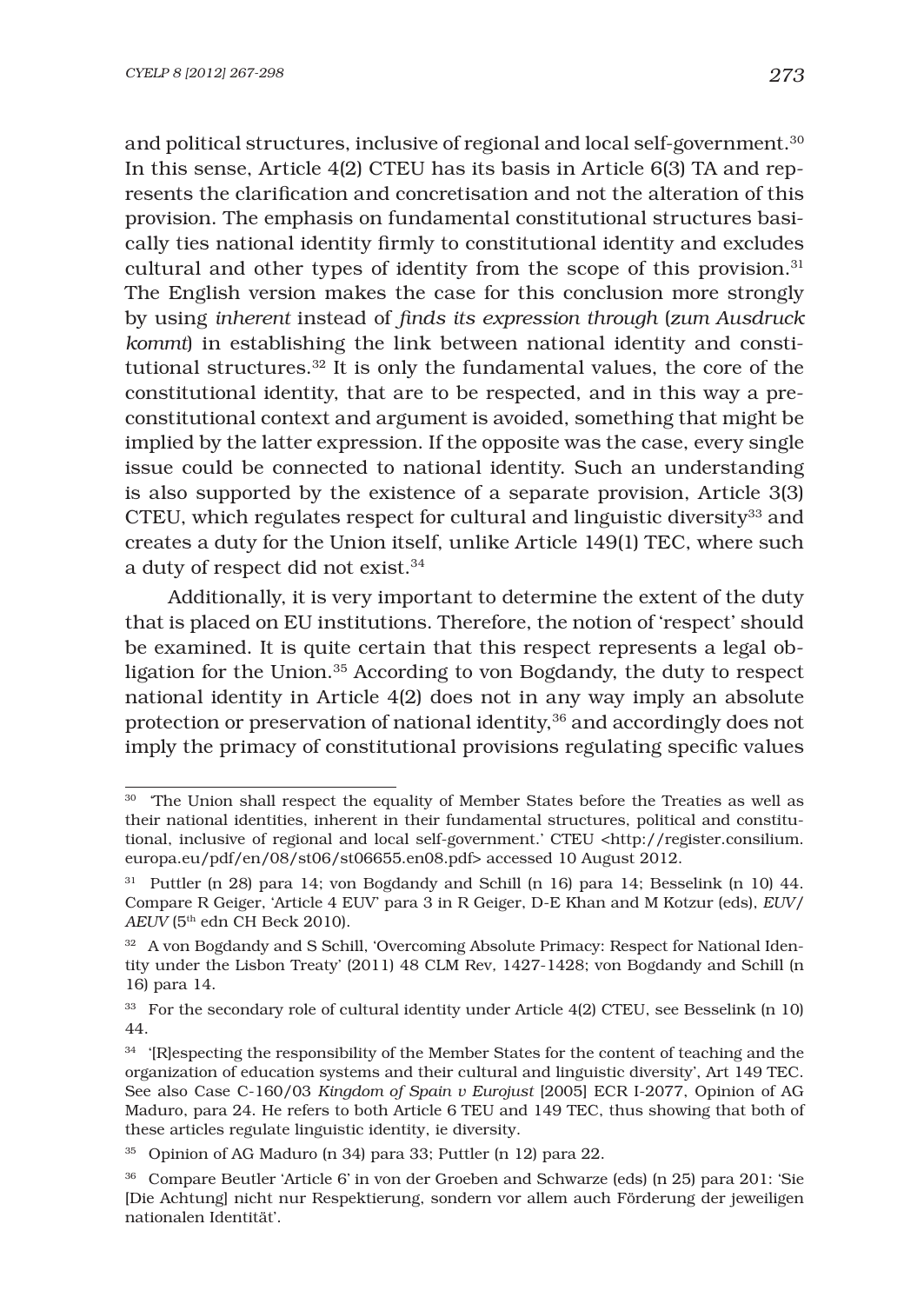and political structures, inclusive of regional and local self-government.[30] In this sense, Article 4(2) CTEU has its basis in Article 6(3) TA and represents the clarification and concretisation and not the alteration of this provision. The emphasis on fundamental constitutional structures basically ties national identity firmly to constitutional identity and excludes cultural and other types of identity from the scope of this provision.[31] The English version makes the case for this conclusion more strongly by using *inherent* instead of *finds its expression through* (*zum Ausdruck kommt*) in establishing the link between national identity and constitutional structures.[32] It is only the fundamental values, the core of the constitutional identity, that are to be respected, and in this way a pre-constitutional context and argument is avoided, something that might be implied by the latter expression. If the opposite was the case, every single issue could be connected to national identity. Such an understanding is also supported by the existence of a separate provision, Article 3(3) CTEU, which regulates respect for cultural and linguistic diversity[33] and creates a duty for the Union itself, unlike Article 149(1) TEC, where such a duty of respect did not exist.[34]

Additionally, it is very important to determine the extent of the duty that is placed on EU institutions. Therefore, the notion of 'respect' should be examined. It is quite certain that this respect represents a legal obligation for the Union.[35] According to von Bogdandy, the duty to respect national identity in Article 4(2) does not in any way imply an absolute protection or preservation of national identity,[36] and accordingly does not imply the primacy of constitutional provisions regulating specific values

---

[30] 'The Union shall respect the equality of Member States before the Treaties as well as their national identities, inherent in their fundamental structures, political and constitutional, inclusive of regional and local self-government.' CTEU <http://register.consilium.europa.eu/pdf/en/08/st06/st06655.en08.pdf> accessed 10 August 2012.

[31] Puttler (n 28) para 14; von Bogdandy and Schill (n 16) para 14; Besselink (n 10) 44. Compare R Geiger, 'Article 4 EUV' para 3 in R Geiger, D-E Khan and M Kotzur (eds), *EUV/AEUV* (5th edn CH Beck 2010).

[32] A von Bogdandy and S Schill, 'Overcoming Absolute Primacy: Respect for National Identity under the Lisbon Treaty' (2011) 48 CLM Rev, 1427-1428; von Bogdandy and Schill (n 16) para 14.

[33] For the secondary role of cultural identity under Article 4(2) CTEU, see Besselink (n 10) 44.

[34] '[R]especting the responsibility of the Member States for the content of teaching and the organization of education systems and their cultural and linguistic diversity', Art 149 TEC. See also Case C-160/03 *Kingdom of Spain v Eurojust* [2005] ECR I-2077, Opinion of AG Maduro, para 24. He refers to both Article 6 TEU and 149 TEC, thus showing that both of these articles regulate linguistic identity, ie diversity.

[35] Opinion of AG Maduro (n 34) para 33; Puttler (n 12) para 22.

[36] Compare Beutler 'Article 6' in von der Groeben and Schwarze (eds) (n 25) para 201: 'Sie [Die Achtung] nicht nur Respektierung, sondern vor allem auch Förderung der jeweiligen nationalen Identität'.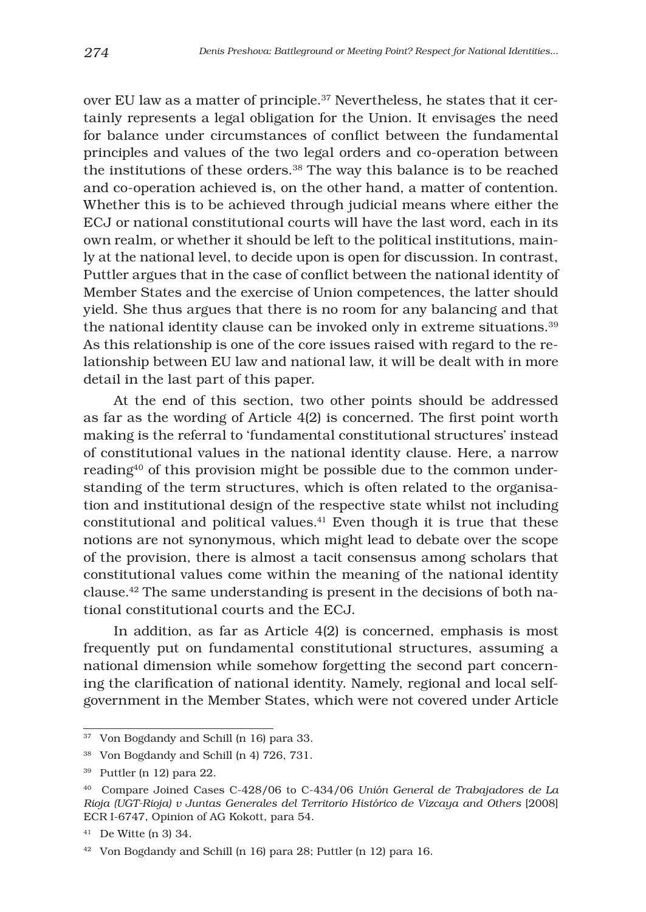over EU law as a matter of principle.[37] Nevertheless, he states that it certainly represents a legal obligation for the Union. It envisages the need for balance under circumstances of conflict between the fundamental principles and values of the two legal orders and co-operation between the institutions of these orders.[38] The way this balance is to be reached and co-operation achieved is, on the other hand, a matter of contention. Whether this is to be achieved through judicial means where either the ECJ or national constitutional courts will have the last word, each in its own realm, or whether it should be left to the political institutions, mainly at the national level, to decide upon is open for discussion. In contrast, Puttler argues that in the case of conflict between the national identity of Member States and the exercise of Union competences, the latter should yield. She thus argues that there is no room for any balancing and that the national identity clause can be invoked only in extreme situations.[39] As this relationship is one of the core issues raised with regard to the relationship between EU law and national law, it will be dealt with in more detail in the last part of this paper.

At the end of this section, two other points should be addressed as far as the wording of Article 4(2) is concerned. The first point worth making is the referral to 'fundamental constitutional structures' instead of constitutional values in the national identity clause. Here, a narrow reading[40] of this provision might be possible due to the common understanding of the term structures, which is often related to the organisation and institutional design of the respective state whilst not including constitutional and political values.[41] Even though it is true that these notions are not synonymous, which might lead to debate over the scope of the provision, there is almost a tacit consensus among scholars that constitutional values come within the meaning of the national identity clause.[42] The same understanding is present in the decisions of both national constitutional courts and the ECJ.

In addition, as far as Article 4(2) is concerned, emphasis is most frequently put on fundamental constitutional structures, assuming a national dimension while somehow forgetting the second part concerning the clarification of national identity. Namely, regional and local self-government in the Member States, which were not covered under Article

---

[37] Von Bogdandy and Schill (n 16) para 33.

[38] Von Bogdandy and Schill (n 4) 726, 731.

[39] Puttler (n 12) para 22.

[40] Compare Joined Cases C-428/06 to C-434/06 *Unión General de Trabajadores de La Rioja (UGT-Rioja) v Juntas Generales del Territorio Histórico de Vizcaya and Others* [2008] ECR I-6747, Opinion of AG Kokott, para 54.

[41] De Witte (n 3) 34.

[42] Von Bogdandy and Schill (n 16) para 28; Puttler (n 12) para 16.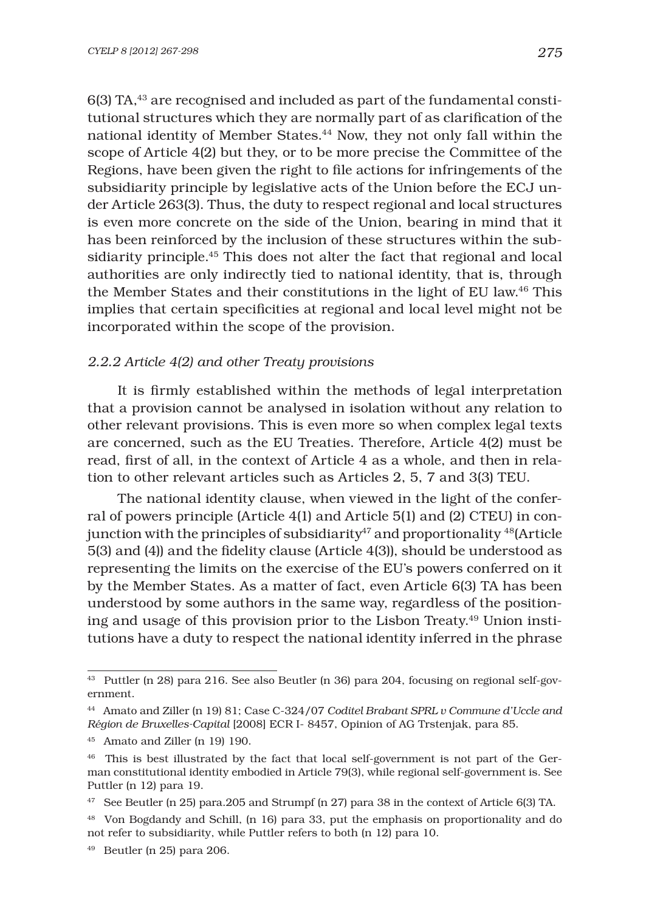6(3) TA,[43] are recognised and included as part of the fundamental constitutional structures which they are normally part of as clarification of the national identity of Member States.[44] Now, they not only fall within the scope of Article 4(2) but they, or to be more precise the Committee of the Regions, have been given the right to file actions for infringements of the subsidiarity principle by legislative acts of the Union before the ECJ under Article 263(3). Thus, the duty to respect regional and local structures is even more concrete on the side of the Union, bearing in mind that it has been reinforced by the inclusion of these structures within the subsidiarity principle.[45] This does not alter the fact that regional and local authorities are only indirectly tied to national identity, that is, through the Member States and their constitutions in the light of EU law.[46] This implies that certain specificities at regional and local level might not be incorporated within the scope of the provision.

### *2.2.2 Article 4(2) and other Treaty provisions*

It is firmly established within the methods of legal interpretation that a provision cannot be analysed in isolation without any relation to other relevant provisions. This is even more so when complex legal texts are concerned, such as the EU Treaties. Therefore, Article 4(2) must be read, first of all, in the context of Article 4 as a whole, and then in relation to other relevant articles such as Articles 2, 5, 7 and 3(3) TEU.

The national identity clause, when viewed in the light of the conferral of powers principle (Article 4(1) and Article 5(1) and (2) CTEU) in conjunction with the principles of subsidiarity[47] and proportionality [48](Article 5(3) and (4)) and the fidelity clause (Article 4(3)), should be understood as representing the limits on the exercise of the EU's powers conferred on it by the Member States. As a matter of fact, even Article 6(3) TA has been understood by some authors in the same way, regardless of the positioning and usage of this provision prior to the Lisbon Treaty.[49] Union institutions have a duty to respect the national identity inferred in the phrase

---

[43] Puttler (n 28) para 216. See also Beutler (n 36) para 204, focusing on regional self-government.

[44] Amato and Ziller (n 19) 81; Case C-324/07 *Coditel Brabant SPRL v Commune d'Uccle and Région de Bruxelles-Capital* [2008] ECR I- 8457, Opinion of AG Trstenjak, para 85.

[45] Amato and Ziller (n 19) 190.

[46] This is best illustrated by the fact that local self-government is not part of the German constitutional identity embodied in Article 79(3), while regional self-government is. See Puttler (n 12) para 19.

[47] See Beutler (n 25) para.205 and Strumpf (n 27) para 38 in the context of Article 6(3) TA.

[48] Von Bogdandy and Schill, (n 16) para 33, put the emphasis on proportionality and do not refer to subsidiarity, while Puttler refers to both (n 12) para 10.

[49] Beutler (n 25) para 206.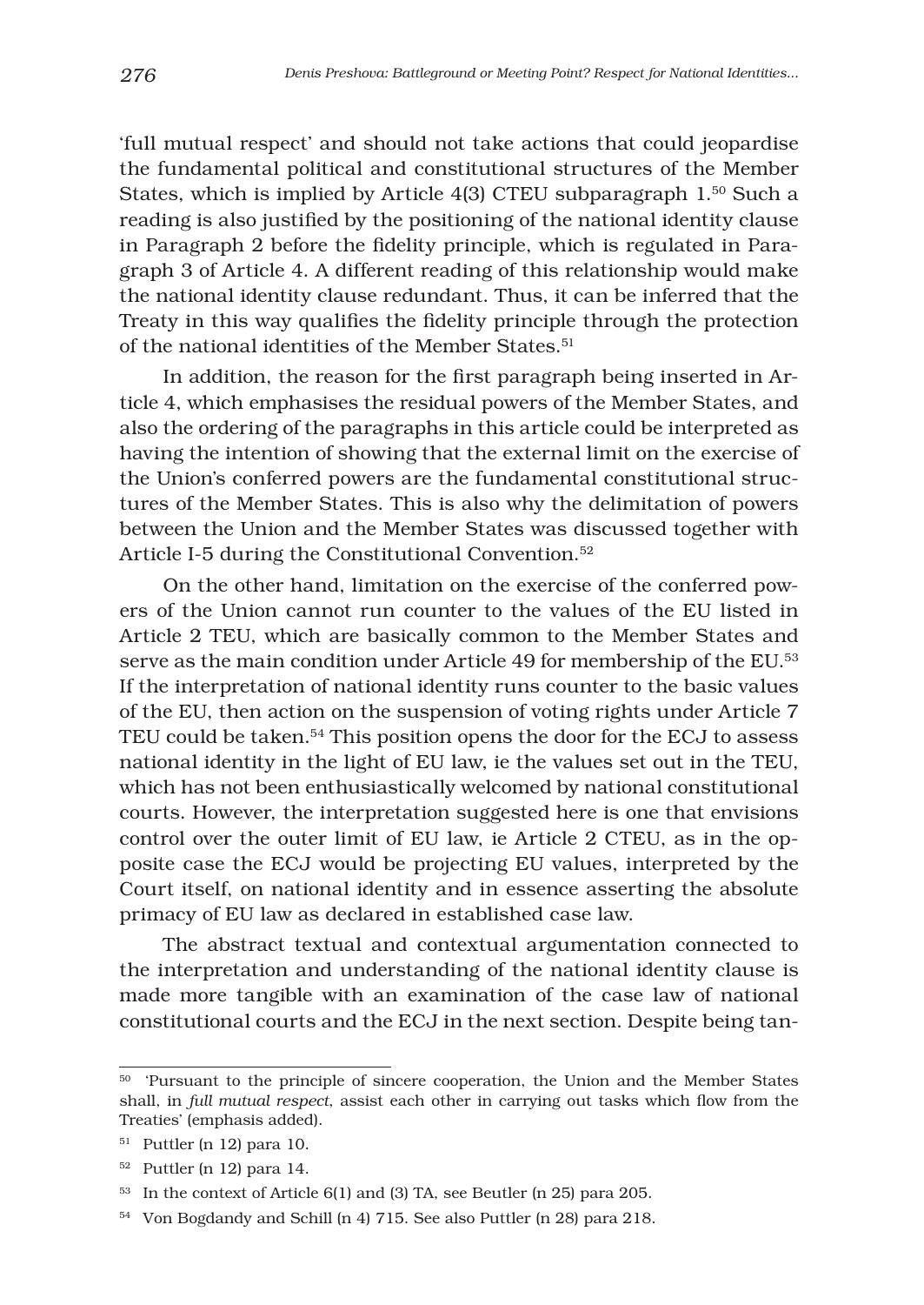'full mutual respect' and should not take actions that could jeopardise the fundamental political and constitutional structures of the Member States, which is implied by Article 4(3) CTEU subparagraph 1.[50] Such a reading is also justified by the positioning of the national identity clause in Paragraph 2 before the fidelity principle, which is regulated in Paragraph 3 of Article 4. A different reading of this relationship would make the national identity clause redundant. Thus, it can be inferred that the Treaty in this way qualifies the fidelity principle through the protection of the national identities of the Member States.[51]

In addition, the reason for the first paragraph being inserted in Article 4, which emphasises the residual powers of the Member States, and also the ordering of the paragraphs in this article could be interpreted as having the intention of showing that the external limit on the exercise of the Union's conferred powers are the fundamental constitutional structures of the Member States. This is also why the delimitation of powers between the Union and the Member States was discussed together with Article I-5 during the Constitutional Convention.[52]

On the other hand, limitation on the exercise of the conferred powers of the Union cannot run counter to the values of the EU listed in Article 2 TEU, which are basically common to the Member States and serve as the main condition under Article 49 for membership of the EU.[53] If the interpretation of national identity runs counter to the basic values of the EU, then action on the suspension of voting rights under Article 7 TEU could be taken.[54] This position opens the door for the ECJ to assess national identity in the light of EU law, ie the values set out in the TEU, which has not been enthusiastically welcomed by national constitutional courts. However, the interpretation suggested here is one that envisions control over the outer limit of EU law, ie Article 2 CTEU, as in the opposite case the ECJ would be projecting EU values, interpreted by the Court itself, on national identity and in essence asserting the absolute primacy of EU law as declared in established case law.

The abstract textual and contextual argumentation connected to the interpretation and understanding of the national identity clause is made more tangible with an examination of the case law of national constitutional courts and the ECJ in the next section. Despite being tan-

[50] 'Pursuant to the principle of sincere cooperation, the Union and the Member States shall, in *full mutual respect*, assist each other in carrying out tasks which flow from the Treaties' (emphasis added).

[51] Puttler (n 12) para 10.

[52] Puttler (n 12) para 14.

[53] In the context of Article 6(1) and (3) TA, see Beutler (n 25) para 205.

[54] Von Bogdandy and Schill (n 4) 715. See also Puttler (n 28) para 218.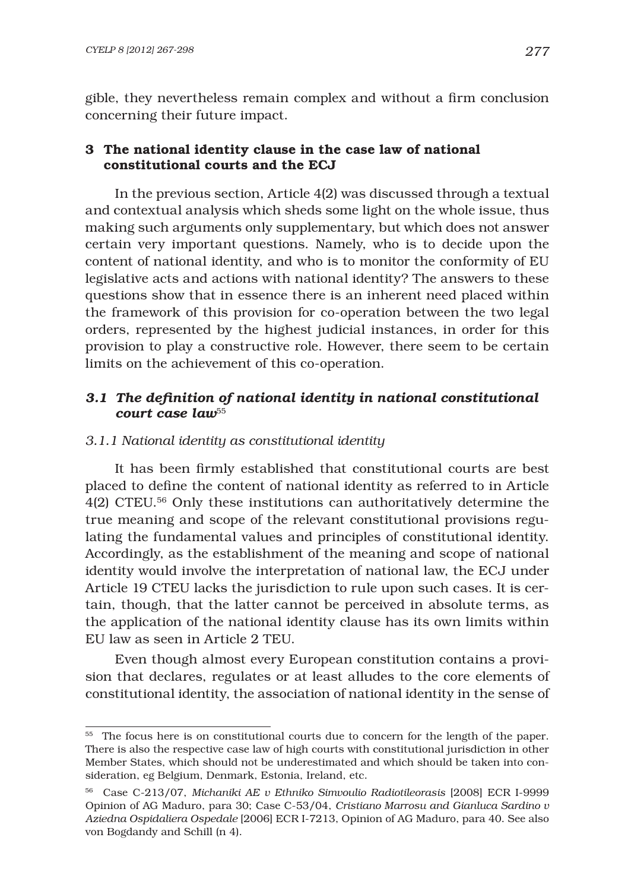gible, they nevertheless remain complex and without a firm conclusion concerning their future impact.

## 3 The national identity clause in the case law of national constitutional courts and the ECJ

In the previous section, Article 4(2) was discussed through a textual and contextual analysis which sheds some light on the whole issue, thus making such arguments only supplementary, but which does not answer certain very important questions. Namely, who is to decide upon the content of national identity, and who is to monitor the conformity of EU legislative acts and actions with national identity? The answers to these questions show that in essence there is an inherent need placed within the framework of this provision for co-operation between the two legal orders, represented by the highest judicial instances, in order for this provision to play a constructive role. However, there seem to be certain limits on the achievement of this co-operation.

### *3.1 The definition of national identity in national constitutional court case law*[55]

#### *3.1.1 National identity as constitutional identity*

It has been firmly established that constitutional courts are best placed to define the content of national identity as referred to in Article 4(2) CTEU.[56] Only these institutions can authoritatively determine the true meaning and scope of the relevant constitutional provisions regulating the fundamental values and principles of constitutional identity. Accordingly, as the establishment of the meaning and scope of national identity would involve the interpretation of national law, the ECJ under Article 19 CTEU lacks the jurisdiction to rule upon such cases. It is certain, though, that the latter cannot be perceived in absolute terms, as the application of the national identity clause has its own limits within EU law as seen in Article 2 TEU.

Even though almost every European constitution contains a provision that declares, regulates or at least alludes to the core elements of constitutional identity, the association of national identity in the sense of

---

[55] The focus here is on constitutional courts due to concern for the length of the paper. There is also the respective case law of high courts with constitutional jurisdiction in other Member States, which should not be underestimated and which should be taken into consideration, eg Belgium, Denmark, Estonia, Ireland, etc.

[56] Case C-213/07, *Michaniki AE v Ethniko Simvoulio Radiotileorasis* [2008] ECR I-9999 Opinion of AG Maduro, para 30; Case C-53/04, *Cristiano Marrosu and Gianluca Sardino v Aziedna Ospidaliera Ospedale* [2006] ECR I-7213, Opinion of AG Maduro, para 40. See also von Bogdandy and Schill (n 4).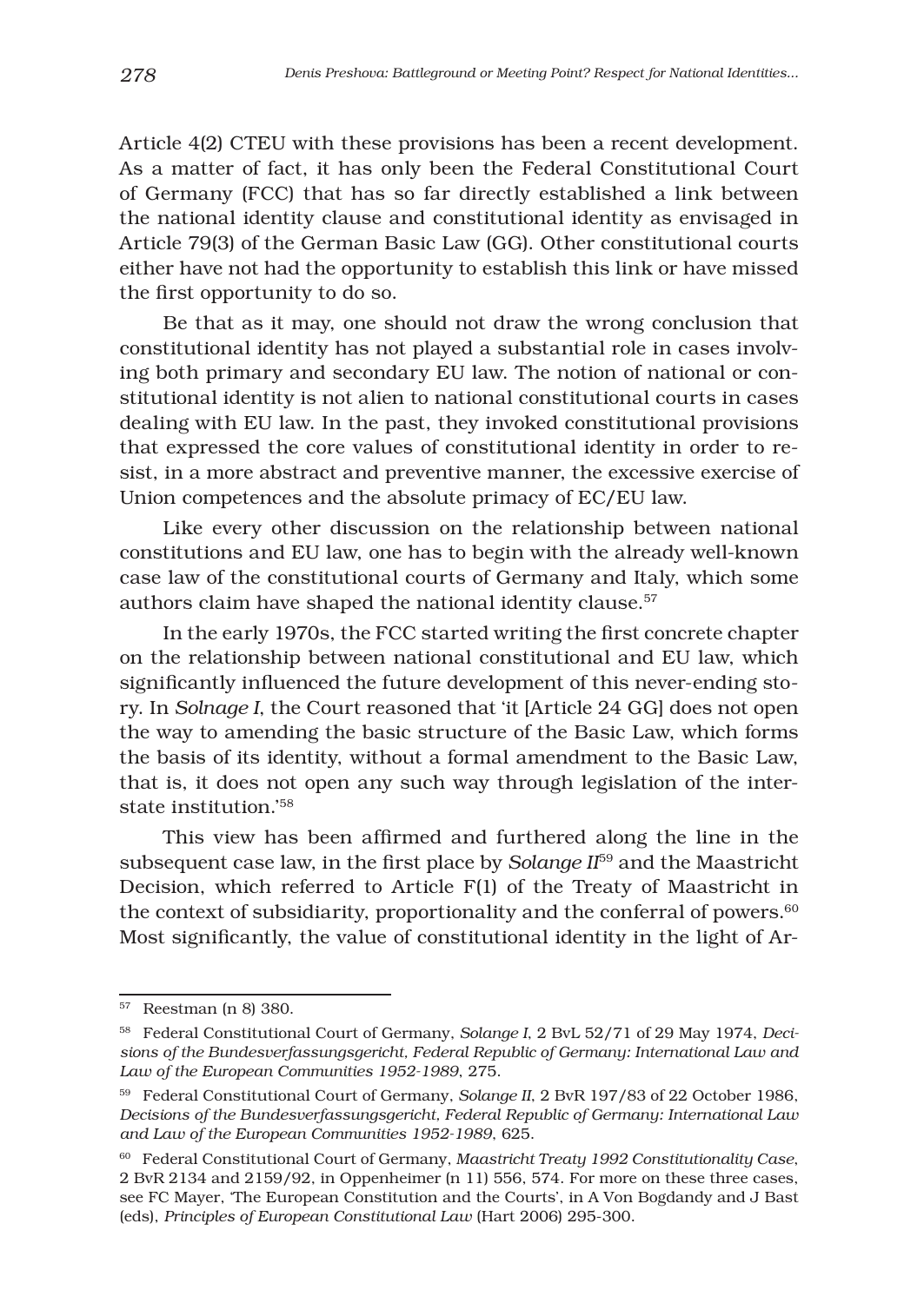Article 4(2) CTEU with these provisions has been a recent development. As a matter of fact, it has only been the Federal Constitutional Court of Germany (FCC) that has so far directly established a link between the national identity clause and constitutional identity as envisaged in Article 79(3) of the German Basic Law (GG). Other constitutional courts either have not had the opportunity to establish this link or have missed the first opportunity to do so.

Be that as it may, one should not draw the wrong conclusion that constitutional identity has not played a substantial role in cases involving both primary and secondary EU law. The notion of national or constitutional identity is not alien to national constitutional courts in cases dealing with EU law. In the past, they invoked constitutional provisions that expressed the core values of constitutional identity in order to resist, in a more abstract and preventive manner, the excessive exercise of Union competences and the absolute primacy of EC/EU law.

Like every other discussion on the relationship between national constitutions and EU law, one has to begin with the already well-known case law of the constitutional courts of Germany and Italy, which some authors claim have shaped the national identity clause.[57]

In the early 1970s, the FCC started writing the first concrete chapter on the relationship between national constitutional and EU law, which significantly influenced the future development of this never-ending story. In *Solnage I*, the Court reasoned that 'it [Article 24 GG] does not open the way to amending the basic structure of the Basic Law, which forms the basis of its identity, without a formal amendment to the Basic Law, that is, it does not open any such way through legislation of the interstate institution.'[58]

This view has been affirmed and furthered along the line in the subsequent case law, in the first place by *Solange II*[59] and the Maastricht Decision, which referred to Article F(1) of the Treaty of Maastricht in the context of subsidiarity, proportionality and the conferral of powers.[60] Most significantly, the value of constitutional identity in the light of Ar-

[57] Reestman (n 8) 380.

[58] Federal Constitutional Court of Germany, *Solange I*, 2 BvL 52/71 of 29 May 1974, *Decisions of the Bundesverfassungsgericht, Federal Republic of Germany: International Law and Law of the European Communities 1952-1989*, 275.

[59] Federal Constitutional Court of Germany, *Solange II*, 2 BvR 197/83 of 22 October 1986, *Decisions of the Bundesverfassungsgericht, Federal Republic of Germany: International Law and Law of the European Communities 1952-1989*, 625.

[60] Federal Constitutional Court of Germany, *Maastricht Treaty 1992 Constitutionality Case*, 2 BvR 2134 and 2159/92, in Oppenheimer (n 11) 556, 574. For more on these three cases, see FC Mayer, 'The European Constitution and the Courts', in A Von Bogdandy and J Bast (eds), *Principles of European Constitutional Law* (Hart 2006) 295-300.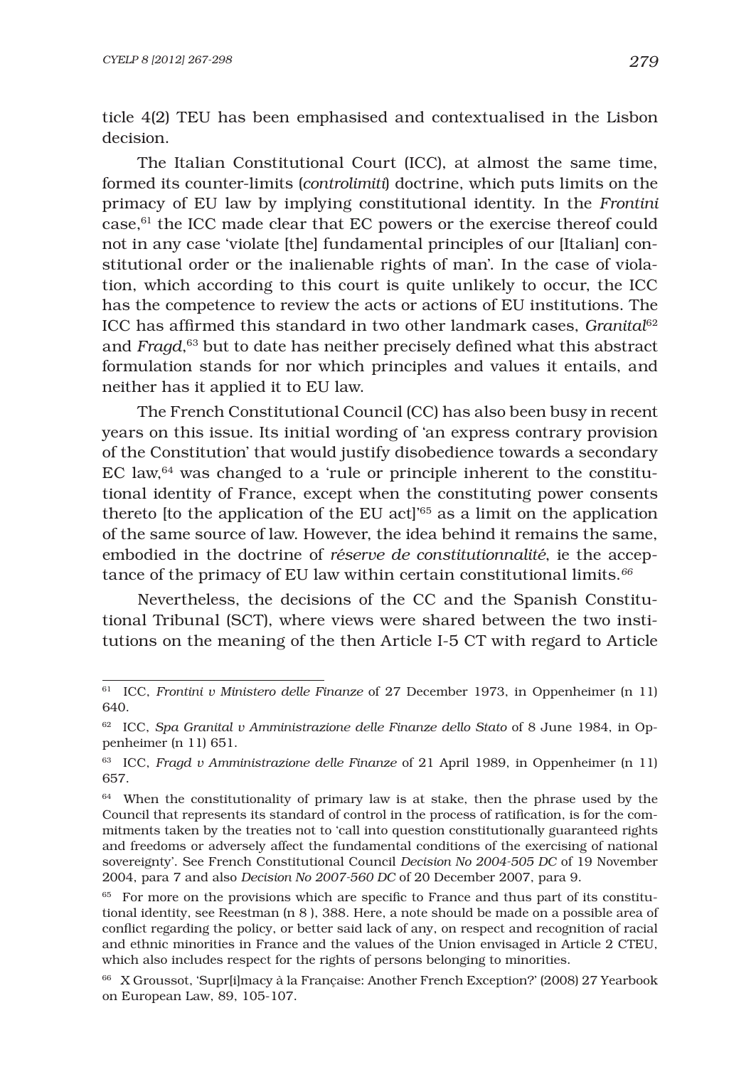ticle 4(2) TEU has been emphasised and contextualised in the Lisbon decision.

The Italian Constitutional Court (ICC), at almost the same time, formed its counter-limits (*controlimiti*) doctrine, which puts limits on the primacy of EU law by implying constitutional identity. In the *Frontini* case,[61] the ICC made clear that EC powers or the exercise thereof could not in any case 'violate [the] fundamental principles of our [Italian] constitutional order or the inalienable rights of man'. In the case of violation, which according to this court is quite unlikely to occur, the ICC has the competence to review the acts or actions of EU institutions. The ICC has affirmed this standard in two other landmark cases, *Granital*[62] and *Fragd*,[63] but to date has neither precisely defined what this abstract formulation stands for nor which principles and values it entails, and neither has it applied it to EU law.

The French Constitutional Council (CC) has also been busy in recent years on this issue. Its initial wording of 'an express contrary provision of the Constitution' that would justify disobedience towards a secondary EC law,[64] was changed to a 'rule or principle inherent to the constitutional identity of France, except when the constituting power consents thereto [to the application of the EU act]'[65] as a limit on the application of the same source of law. However, the idea behind it remains the same, embodied in the doctrine of *réserve de constitutionnalité*, ie the acceptance of the primacy of EU law within certain constitutional limits.[66]

Nevertheless, the decisions of the CC and the Spanish Constitutional Tribunal (SCT), where views were shared between the two institutions on the meaning of the then Article I-5 CT with regard to Article

---

[61] ICC, *Frontini v Ministero delle Finanze* of 27 December 1973, in Oppenheimer (n 11) 640.

[62] ICC, *Spa Granital v Amministrazione delle Finanze dello Stato* of 8 June 1984, in Oppenheimer (n 11) 651.

[63] ICC, *Fragd v Amministrazione delle Finanze* of 21 April 1989, in Oppenheimer (n 11) 657.

[64] When the constitutionality of primary law is at stake, then the phrase used by the Council that represents its standard of control in the process of ratification, is for the commitments taken by the treaties not to 'call into question constitutionally guaranteed rights and freedoms or adversely affect the fundamental conditions of the exercising of national sovereignty'. See French Constitutional Council *Decision No 2004-505 DC* of 19 November 2004, para 7 and also *Decision No 2007-560 DC* of 20 December 2007, para 9.

[65] For more on the provisions which are specific to France and thus part of its constitutional identity, see Reestman (n 8 ), 388. Here, a note should be made on a possible area of conflict regarding the policy, or better said lack of any, on respect and recognition of racial and ethnic minorities in France and the values of the Union envisaged in Article 2 CTEU, which also includes respect for the rights of persons belonging to minorities.

[66] X Groussot, 'Supr[i]macy à la Française: Another French Exception?' (2008) 27 Yearbook on European Law, 89, 105-107.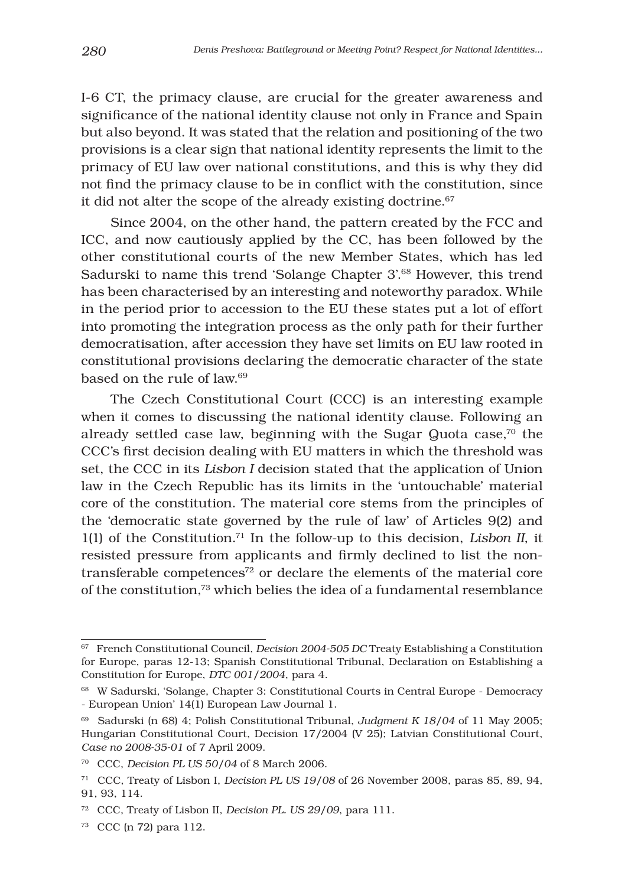I-6 CT, the primacy clause, are crucial for the greater awareness and significance of the national identity clause not only in France and Spain but also beyond. It was stated that the relation and positioning of the two provisions is a clear sign that national identity represents the limit to the primacy of EU law over national constitutions, and this is why they did not find the primacy clause to be in conflict with the constitution, since it did not alter the scope of the already existing doctrine.[67]

Since 2004, on the other hand, the pattern created by the FCC and ICC, and now cautiously applied by the CC, has been followed by the other constitutional courts of the new Member States, which has led Sadurski to name this trend 'Solange Chapter 3'.[68] However, this trend has been characterised by an interesting and noteworthy paradox. While in the period prior to accession to the EU these states put a lot of effort into promoting the integration process as the only path for their further democratisation, after accession they have set limits on EU law rooted in constitutional provisions declaring the democratic character of the state based on the rule of law.[69]

The Czech Constitutional Court (CCC) is an interesting example when it comes to discussing the national identity clause. Following an already settled case law, beginning with the Sugar Quota case,[70] the CCC's first decision dealing with EU matters in which the threshold was set, the CCC in its *Lisbon I* decision stated that the application of Union law in the Czech Republic has its limits in the 'untouchable' material core of the constitution. The material core stems from the principles of the 'democratic state governed by the rule of law' of Articles 9(2) and 1(1) of the Constitution.[71] In the follow-up to this decision, *Lisbon II*, it resisted pressure from applicants and firmly declined to list the non-transferable competences[72] or declare the elements of the material core of the constitution,[73] which belies the idea of a fundamental resemblance

---

[67] French Constitutional Council, *Decision 2004-505 DC* Treaty Establishing a Constitution for Europe, paras 12-13; Spanish Constitutional Tribunal, Declaration on Establishing a Constitution for Europe, *DTC 001/2004*, para 4.

[68] W Sadurski, 'Solange, Chapter 3: Constitutional Courts in Central Europe - Democracy - European Union' 14(1) European Law Journal 1.

[69] Sadurski (n 68) 4; Polish Constitutional Tribunal, *Judgment K 18/04* of 11 May 2005; Hungarian Constitutional Court, Decision 17/2004 (V 25); Latvian Constitutional Court, *Case no 2008-35-01* of 7 April 2009.

[70] CCC, *Decision PL US 50/04* of 8 March 2006.

[71] CCC, Treaty of Lisbon I, *Decision PL US 19/08* of 26 November 2008, paras 85, 89, 94, 91, 93, 114.

[72] CCC, Treaty of Lisbon II, *Decision PL. US 29/09*, para 111.

[73] CCC (n 72) para 112.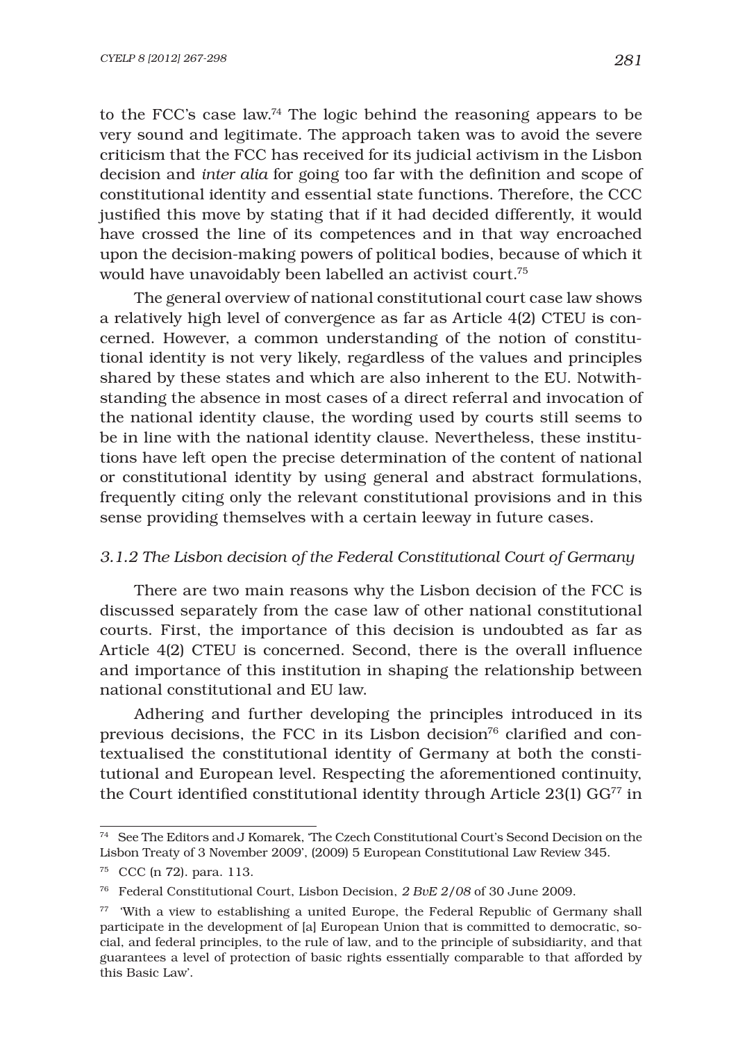to the FCC's case law.[74] The logic behind the reasoning appears to be very sound and legitimate. The approach taken was to avoid the severe criticism that the FCC has received for its judicial activism in the Lisbon decision and *inter alia* for going too far with the definition and scope of constitutional identity and essential state functions. Therefore, the CCC justified this move by stating that if it had decided differently, it would have crossed the line of its competences and in that way encroached upon the decision-making powers of political bodies, because of which it would have unavoidably been labelled an activist court.[75]

The general overview of national constitutional court case law shows a relatively high level of convergence as far as Article 4(2) CTEU is concerned. However, a common understanding of the notion of constitutional identity is not very likely, regardless of the values and principles shared by these states and which are also inherent to the EU. Notwithstanding the absence in most cases of a direct referral and invocation of the national identity clause, the wording used by courts still seems to be in line with the national identity clause. Nevertheless, these institutions have left open the precise determination of the content of national or constitutional identity by using general and abstract formulations, frequently citing only the relevant constitutional provisions and in this sense providing themselves with a certain leeway in future cases.

### *3.1.2 The Lisbon decision of the Federal Constitutional Court of Germany*

There are two main reasons why the Lisbon decision of the FCC is discussed separately from the case law of other national constitutional courts. First, the importance of this decision is undoubted as far as Article 4(2) CTEU is concerned. Second, there is the overall influence and importance of this institution in shaping the relationship between national constitutional and EU law.

Adhering and further developing the principles introduced in its previous decisions, the FCC in its Lisbon decision[76] clarified and contextualised the constitutional identity of Germany at both the constitutional and European level. Respecting the aforementioned continuity, the Court identified constitutional identity through Article 23(1) GG[77] in

---

[74] See The Editors and J Komarek, 'The Czech Constitutional Court's Second Decision on the Lisbon Treaty of 3 November 2009', (2009) 5 European Constitutional Law Review 345.

[75] CCC (n 72). para. 113.

[76] Federal Constitutional Court, Lisbon Decision, *2 BvE 2/08* of 30 June 2009.

[77] 'With a view to establishing a united Europe, the Federal Republic of Germany shall participate in the development of [a] European Union that is committed to democratic, social, and federal principles, to the rule of law, and to the principle of subsidiarity, and that guarantees a level of protection of basic rights essentially comparable to that afforded by this Basic Law'.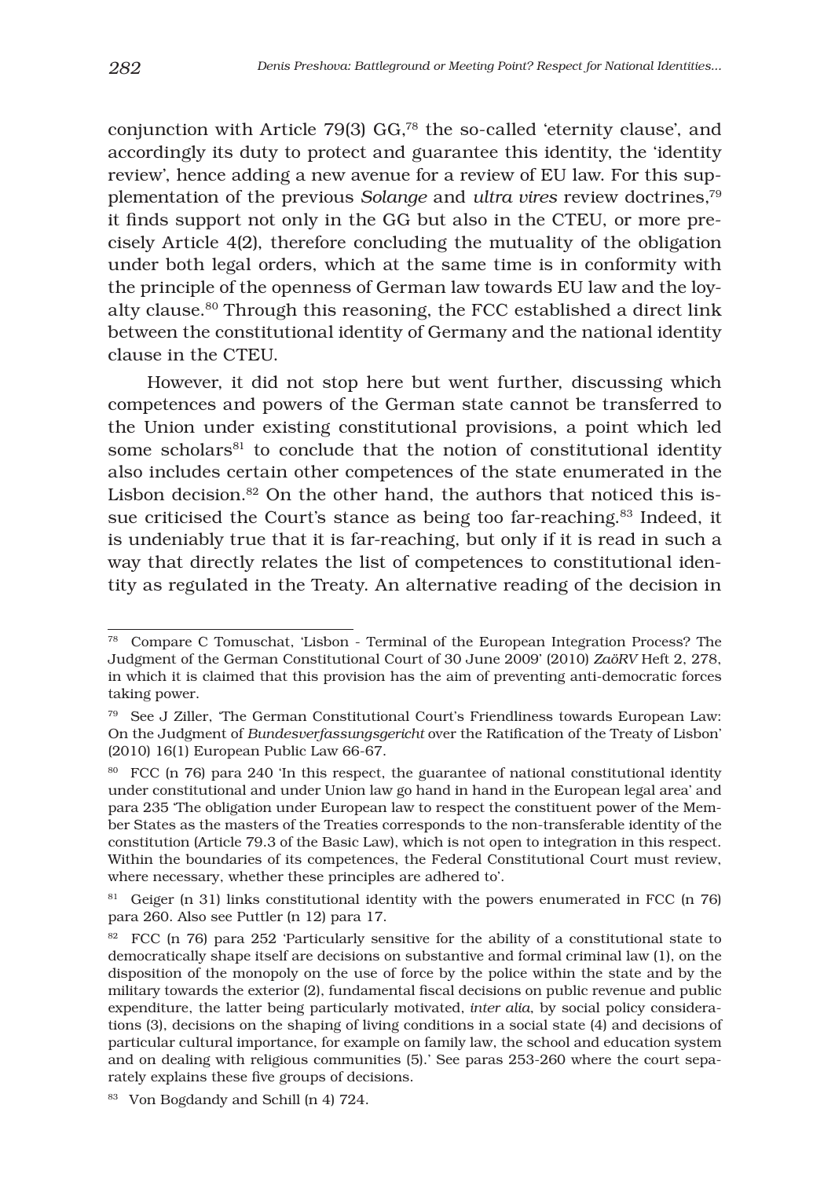conjunction with Article 79(3) GG,[78] the so-called 'eternity clause', and accordingly its duty to protect and guarantee this identity, the 'identity review', hence adding a new avenue for a review of EU law. For this supplementation of the previous *Solange* and *ultra vires* review doctrines,[79] it finds support not only in the GG but also in the CTEU, or more precisely Article 4(2), therefore concluding the mutuality of the obligation under both legal orders, which at the same time is in conformity with the principle of the openness of German law towards EU law and the loyalty clause.[80] Through this reasoning, the FCC established a direct link between the constitutional identity of Germany and the national identity clause in the CTEU.

However, it did not stop here but went further, discussing which competences and powers of the German state cannot be transferred to the Union under existing constitutional provisions, a point which led some scholars[81] to conclude that the notion of constitutional identity also includes certain other competences of the state enumerated in the Lisbon decision.[82] On the other hand, the authors that noticed this issue criticised the Court's stance as being too far-reaching.[83] Indeed, it is undeniably true that it is far-reaching, but only if it is read in such a way that directly relates the list of competences to constitutional identity as regulated in the Treaty. An alternative reading of the decision in

---

[78] Compare C Tomuschat, 'Lisbon - Terminal of the European Integration Process? The Judgment of the German Constitutional Court of 30 June 2009' (2010) *ZaöRV* Heft 2, 278, in which it is claimed that this provision has the aim of preventing anti-democratic forces taking power.

[79] See J Ziller, 'The German Constitutional Court's Friendliness towards European Law: On the Judgment of *Bundesverfassungsgericht* over the Ratification of the Treaty of Lisbon' (2010) 16(1) European Public Law 66-67.

[80] FCC (n 76) para 240 'In this respect, the guarantee of national constitutional identity under constitutional and under Union law go hand in hand in the European legal area' and para 235 'The obligation under European law to respect the constituent power of the Member States as the masters of the Treaties corresponds to the non-transferable identity of the constitution (Article 79.3 of the Basic Law), which is not open to integration in this respect. Within the boundaries of its competences, the Federal Constitutional Court must review, where necessary, whether these principles are adhered to'.

[81] Geiger (n 31) links constitutional identity with the powers enumerated in FCC (n 76) para 260. Also see Puttler (n 12) para 17.

[82] FCC (n 76) para 252 'Particularly sensitive for the ability of a constitutional state to democratically shape itself are decisions on substantive and formal criminal law (1), on the disposition of the monopoly on the use of force by the police within the state and by the military towards the exterior (2), fundamental fiscal decisions on public revenue and public expenditure, the latter being particularly motivated, *inter alia*, by social policy considerations (3), decisions on the shaping of living conditions in a social state (4) and decisions of particular cultural importance, for example on family law, the school and education system and on dealing with religious communities (5).' See paras 253-260 where the court separately explains these five groups of decisions.

[83] Von Bogdandy and Schill (n 4) 724.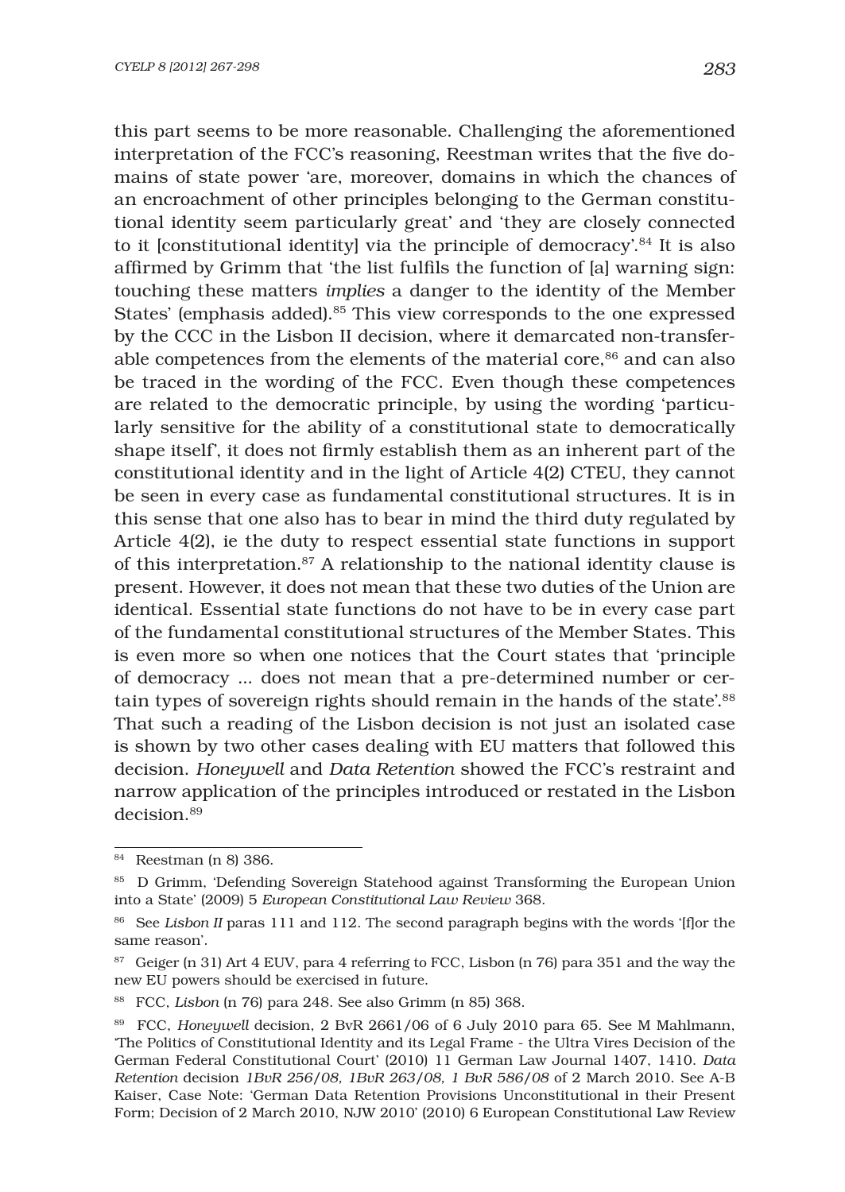this part seems to be more reasonable. Challenging the aforementioned interpretation of the FCC's reasoning, Reestman writes that the five domains of state power 'are, moreover, domains in which the chances of an encroachment of other principles belonging to the German constitutional identity seem particularly great' and 'they are closely connected to it [constitutional identity] via the principle of democracy'.[84] It is also affirmed by Grimm that 'the list fulfils the function of [a] warning sign: touching these matters *implies* a danger to the identity of the Member States' (emphasis added).[85] This view corresponds to the one expressed by the CCC in the Lisbon II decision, where it demarcated non-transferable competences from the elements of the material core,[86] and can also be traced in the wording of the FCC. Even though these competences are related to the democratic principle, by using the wording 'particularly sensitive for the ability of a constitutional state to democratically shape itself', it does not firmly establish them as an inherent part of the constitutional identity and in the light of Article 4(2) CTEU, they cannot be seen in every case as fundamental constitutional structures. It is in this sense that one also has to bear in mind the third duty regulated by Article 4(2), ie the duty to respect essential state functions in support of this interpretation.[87] A relationship to the national identity clause is present. However, it does not mean that these two duties of the Union are identical. Essential state functions do not have to be in every case part of the fundamental constitutional structures of the Member States. This is even more so when one notices that the Court states that 'principle of democracy ... does not mean that a pre-determined number or certain types of sovereign rights should remain in the hands of the state'.[88] That such a reading of the Lisbon decision is not just an isolated case is shown by two other cases dealing with EU matters that followed this decision. *Honeywell* and *Data Retention* showed the FCC's restraint and narrow application of the principles introduced or restated in the Lisbon decision.[89]

---

[84] Reestman (n 8) 386.

[85] D Grimm, 'Defending Sovereign Statehood against Transforming the European Union into a State' (2009) 5 *European Constitutional Law Review* 368.

[86] See *Lisbon II* paras 111 and 112. The second paragraph begins with the words '[f]or the same reason'.

[87] Geiger (n 31) Art 4 EUV, para 4 referring to FCC, Lisbon (n 76) para 351 and the way the new EU powers should be exercised in future.

[88] FCC, *Lisbon* (n 76) para 248. See also Grimm (n 85) 368.

[89] FCC, *Honeywell* decision, 2 BvR 2661/06 of 6 July 2010 para 65. See M Mahlmann, 'The Politics of Constitutional Identity and its Legal Frame - the Ultra Vires Decision of the German Federal Constitutional Court' (2010) 11 German Law Journal 1407, 1410. *Data Retention* decision *1BvR 256/08, 1BvR 263/08, 1 BvR 586/08* of 2 March 2010. See A-B Kaiser, Case Note: 'German Data Retention Provisions Unconstitutional in their Present Form; Decision of 2 March 2010, NJW 2010' (2010) 6 European Constitutional Law Review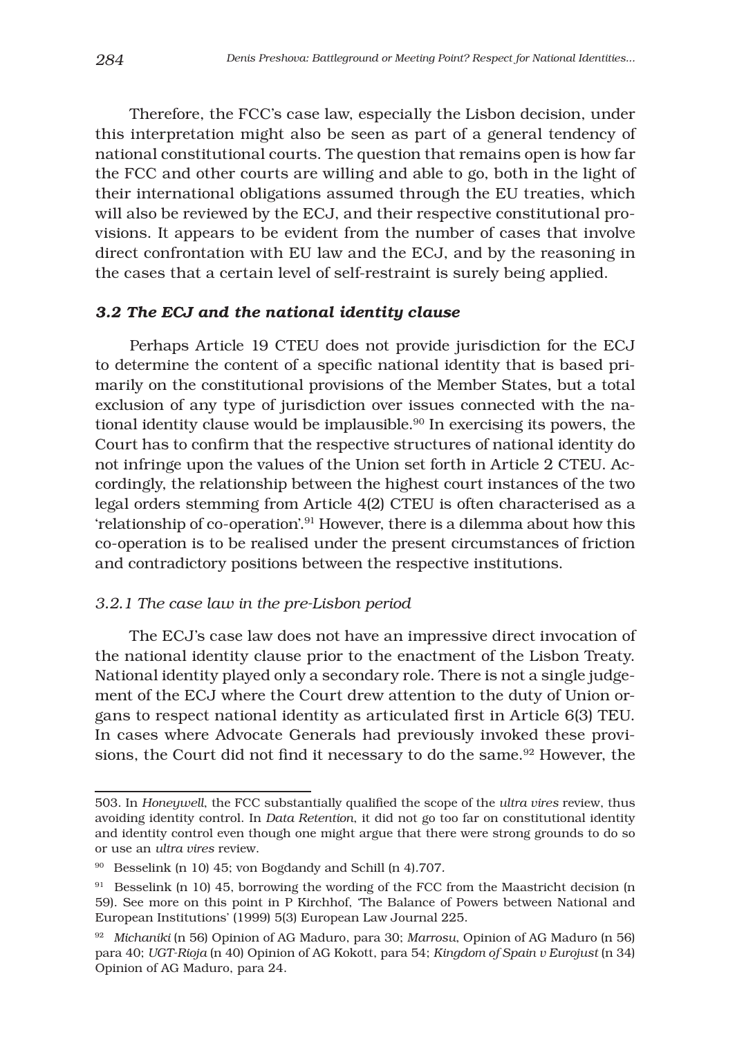Therefore, the FCC's case law, especially the Lisbon decision, under this interpretation might also be seen as part of a general tendency of national constitutional courts. The question that remains open is how far the FCC and other courts are willing and able to go, both in the light of their international obligations assumed through the EU treaties, which will also be reviewed by the ECJ, and their respective constitutional provisions. It appears to be evident from the number of cases that involve direct confrontation with EU law and the ECJ, and by the reasoning in the cases that a certain level of self-restraint is surely being applied.

### *3.2 The ECJ and the national identity clause*

Perhaps Article 19 CTEU does not provide jurisdiction for the ECJ to determine the content of a specific national identity that is based primarily on the constitutional provisions of the Member States, but a total exclusion of any type of jurisdiction over issues connected with the national identity clause would be implausible.[90] In exercising its powers, the Court has to confirm that the respective structures of national identity do not infringe upon the values of the Union set forth in Article 2 CTEU. Accordingly, the relationship between the highest court instances of the two legal orders stemming from Article 4(2) CTEU is often characterised as a 'relationship of co-operation'.[91] However, there is a dilemma about how this co-operation is to be realised under the present circumstances of friction and contradictory positions between the respective institutions.

#### *3.2.1 The case law in the pre-Lisbon period*

The ECJ's case law does not have an impressive direct invocation of the national identity clause prior to the enactment of the Lisbon Treaty. National identity played only a secondary role. There is not a single judgement of the ECJ where the Court drew attention to the duty of Union organs to respect national identity as articulated first in Article 6(3) TEU. In cases where Advocate Generals had previously invoked these provisions, the Court did not find it necessary to do the same.[92] However, the

---

503. In *Honeywell*, the FCC substantially qualified the scope of the *ultra vires* review, thus avoiding identity control. In *Data Retention*, it did not go too far on constitutional identity and identity control even though one might argue that there were strong grounds to do so or use an *ultra vires* review.

[90] Besselink (n 10) 45; von Bogdandy and Schill (n 4).707.

[91] Besselink (n 10) 45, borrowing the wording of the FCC from the Maastricht decision (n 59). See more on this point in P Kirchhof, 'The Balance of Powers between National and European Institutions' (1999) 5(3) European Law Journal 225.

[92] *Michaniki* (n 56) Opinion of AG Maduro, para 30; *Marrosu*, Opinion of AG Maduro (n 56) para 40; *UGT-Rioja* (n 40) Opinion of AG Kokott, para 54; *Kingdom of Spain v Eurojust* (n 34) Opinion of AG Maduro, para 24.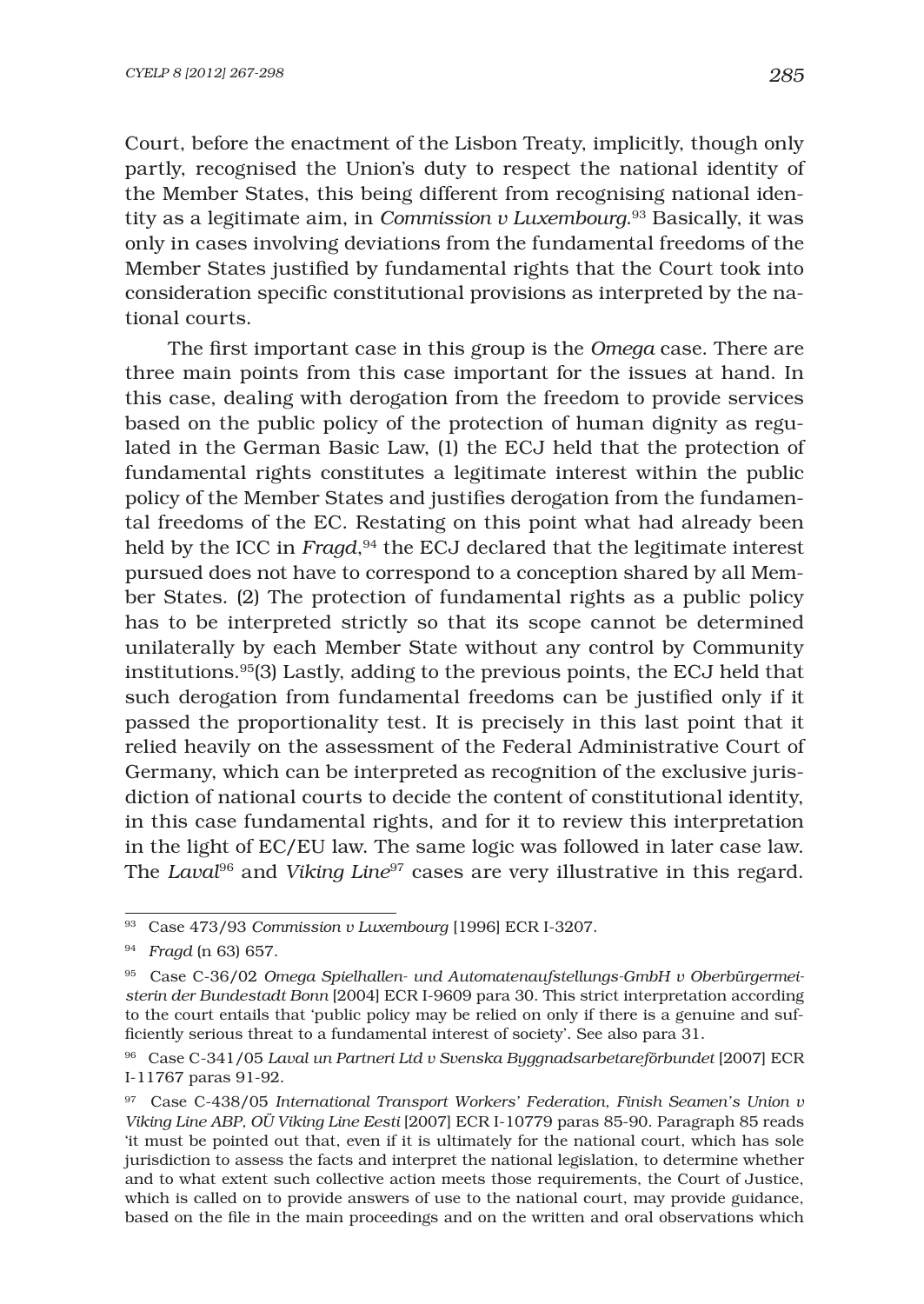Court, before the enactment of the Lisbon Treaty, implicitly, though only partly, recognised the Union's duty to respect the national identity of the Member States, this being different from recognising national identity as a legitimate aim, in *Commission v Luxembourg*.[93] Basically, it was only in cases involving deviations from the fundamental freedoms of the Member States justified by fundamental rights that the Court took into consideration specific constitutional provisions as interpreted by the national courts.

The first important case in this group is the *Omega* case. There are three main points from this case important for the issues at hand. In this case, dealing with derogation from the freedom to provide services based on the public policy of the protection of human dignity as regulated in the German Basic Law, (1) the ECJ held that the protection of fundamental rights constitutes a legitimate interest within the public policy of the Member States and justifies derogation from the fundamental freedoms of the EC. Restating on this point what had already been held by the ICC in *Fragd*,[94] the ECJ declared that the legitimate interest pursued does not have to correspond to a conception shared by all Member States. (2) The protection of fundamental rights as a public policy has to be interpreted strictly so that its scope cannot be determined unilaterally by each Member State without any control by Community institutions.[95](3) Lastly, adding to the previous points, the ECJ held that such derogation from fundamental freedoms can be justified only if it passed the proportionality test. It is precisely in this last point that it relied heavily on the assessment of the Federal Administrative Court of Germany, which can be interpreted as recognition of the exclusive jurisdiction of national courts to decide the content of constitutional identity, in this case fundamental rights, and for it to review this interpretation in the light of EC/EU law. The same logic was followed in later case law. The *Laval*[96] and *Viking Line*[97] cases are very illustrative in this regard.

---

[93] Case 473/93 *Commission v Luxembourg* [1996] ECR I-3207.

[94] *Fragd* (n 63) 657.

[95] Case C-36/02 *Omega Spielhallen- und Automatenaufstellungs-GmbH v Oberbürgermeisterin der Bundestadt Bonn* [2004] ECR I-9609 para 30. This strict interpretation according to the court entails that 'public policy may be relied on only if there is a genuine and sufficiently serious threat to a fundamental interest of society'. See also para 31.

[96] Case C-341/05 *Laval un Partneri Ltd v Svenska Byggnadsarbetareförbundet* [2007] ECR I-11767 paras 91-92.

[97] Case C-438/05 *International Transport Workers' Federation, Finish Seamen's Union v Viking Line ABP, OÜ Viking Line Eesti* [2007] ECR I-10779 paras 85-90. Paragraph 85 reads 'it must be pointed out that, even if it is ultimately for the national court, which has sole jurisdiction to assess the facts and interpret the national legislation, to determine whether and to what extent such collective action meets those requirements, the Court of Justice, which is called on to provide answers of use to the national court, may provide guidance, based on the file in the main proceedings and on the written and oral observations which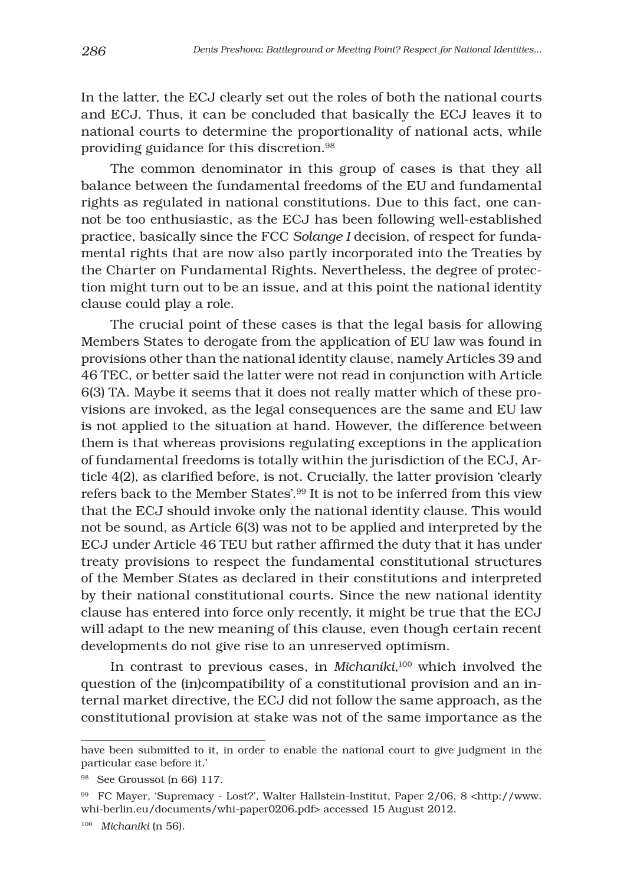In the latter, the ECJ clearly set out the roles of both the national courts and ECJ. Thus, it can be concluded that basically the ECJ leaves it to national courts to determine the proportionality of national acts, while providing guidance for this discretion.[98]

The common denominator in this group of cases is that they all balance between the fundamental freedoms of the EU and fundamental rights as regulated in national constitutions. Due to this fact, one cannot be too enthusiastic, as the ECJ has been following well-established practice, basically since the FCC *Solange I* decision, of respect for fundamental rights that are now also partly incorporated into the Treaties by the Charter on Fundamental Rights. Nevertheless, the degree of protection might turn out to be an issue, and at this point the national identity clause could play a role.

The crucial point of these cases is that the legal basis for allowing Members States to derogate from the application of EU law was found in provisions other than the national identity clause, namely Articles 39 and 46 TEC, or better said the latter were not read in conjunction with Article 6(3) TA. Maybe it seems that it does not really matter which of these provisions are invoked, as the legal consequences are the same and EU law is not applied to the situation at hand. However, the difference between them is that whereas provisions regulating exceptions in the application of fundamental freedoms is totally within the jurisdiction of the ECJ, Article 4(2), as clarified before, is not. Crucially, the latter provision 'clearly refers back to the Member States'.[99] It is not to be inferred from this view that the ECJ should invoke only the national identity clause. This would not be sound, as Article 6(3) was not to be applied and interpreted by the ECJ under Article 46 TEU but rather affirmed the duty that it has under treaty provisions to respect the fundamental constitutional structures of the Member States as declared in their constitutions and interpreted by their national constitutional courts. Since the new national identity clause has entered into force only recently, it might be true that the ECJ will adapt to the new meaning of this clause, even though certain recent developments do not give rise to an unreserved optimism.

In contrast to previous cases, in *Michaniki*,[100] which involved the question of the (in)compatibility of a constitutional provision and an internal market directive, the ECJ did not follow the same approach, as the constitutional provision at stake was not of the same importance as the

---

have been submitted to it, in order to enable the national court to give judgment in the particular case before it.'

[98] See Groussot (n 66) 117.

[99] FC Mayer, 'Supremacy - Lost?', Walter Hallstein-Institut, Paper 2/06, 8 <http://www.whi-berlin.eu/documents/whi-paper0206.pdf> accessed 15 August 2012.

[100] *Michaniki* (n 56).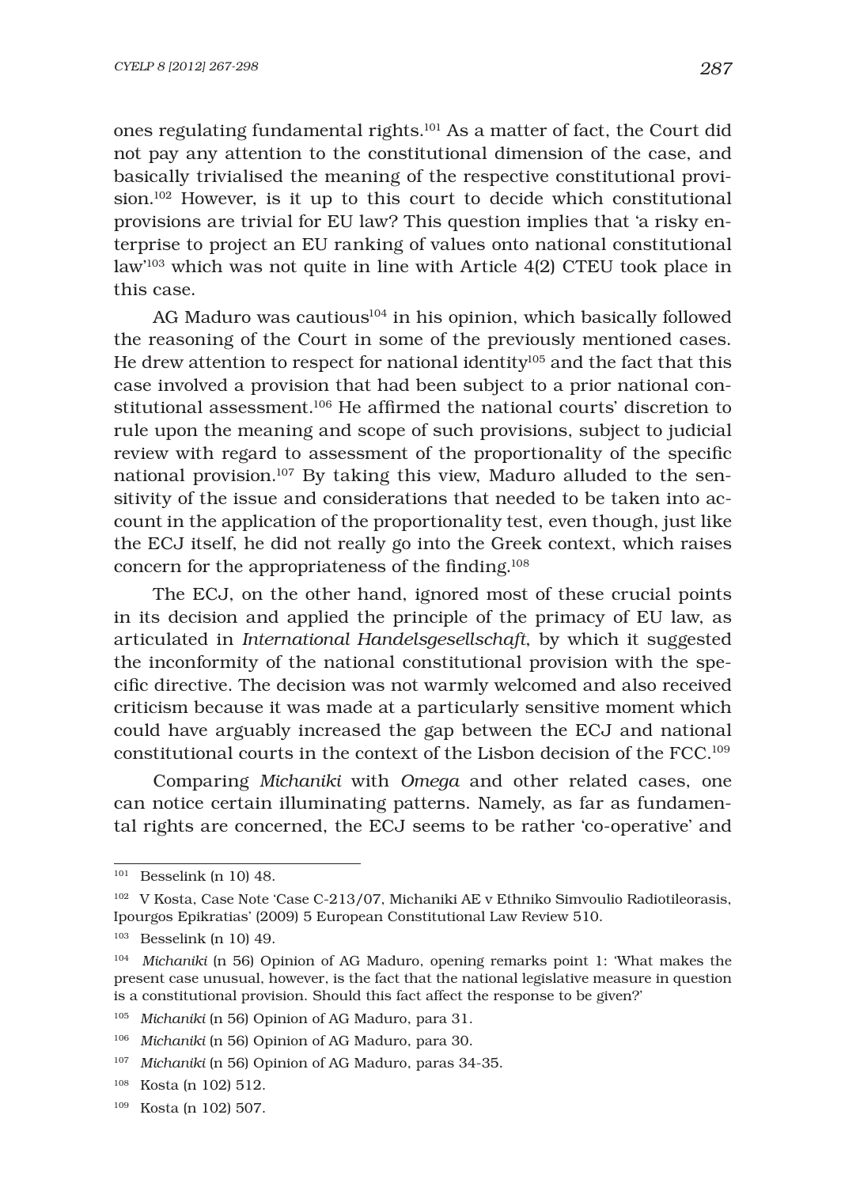ones regulating fundamental rights.[101] As a matter of fact, the Court did not pay any attention to the constitutional dimension of the case, and basically trivialised the meaning of the respective constitutional provision.[102] However, is it up to this court to decide which constitutional provisions are trivial for EU law? This question implies that 'a risky enterprise to project an EU ranking of values onto national constitutional law'[103] which was not quite in line with Article 4(2) CTEU took place in this case.

AG Maduro was cautious[104] in his opinion, which basically followed the reasoning of the Court in some of the previously mentioned cases. He drew attention to respect for national identity[105] and the fact that this case involved a provision that had been subject to a prior national constitutional assessment.[106] He affirmed the national courts' discretion to rule upon the meaning and scope of such provisions, subject to judicial review with regard to assessment of the proportionality of the specific national provision.[107] By taking this view, Maduro alluded to the sensitivity of the issue and considerations that needed to be taken into account in the application of the proportionality test, even though, just like the ECJ itself, he did not really go into the Greek context, which raises concern for the appropriateness of the finding.[108]

The ECJ, on the other hand, ignored most of these crucial points in its decision and applied the principle of the primacy of EU law, as articulated in *International Handelsgesellschaft*, by which it suggested the inconformity of the national constitutional provision with the specific directive. The decision was not warmly welcomed and also received criticism because it was made at a particularly sensitive moment which could have arguably increased the gap between the ECJ and national constitutional courts in the context of the Lisbon decision of the FCC.[109]

Comparing *Michaniki* with *Omega* and other related cases, one can notice certain illuminating patterns. Namely, as far as fundamental rights are concerned, the ECJ seems to be rather 'co-operative' and

---

[101] Besselink (n 10) 48.

[102] V Kosta, Case Note 'Case C-213/07, Michaniki AE v Ethniko Simvoulio Radiotileorasis, Ipourgos Epikratias' (2009) 5 European Constitutional Law Review 510.

[103] Besselink (n 10) 49.

[104] *Michaniki* (n 56) Opinion of AG Maduro, opening remarks point 1: 'What makes the present case unusual, however, is the fact that the national legislative measure in question is a constitutional provision. Should this fact affect the response to be given?'

[105] *Michaniki* (n 56) Opinion of AG Maduro, para 31.

[106] *Michaniki* (n 56) Opinion of AG Maduro, para 30.

[107] *Michaniki* (n 56) Opinion of AG Maduro, paras 34-35.

[108] Kosta (n 102) 512.

[109] Kosta (n 102) 507.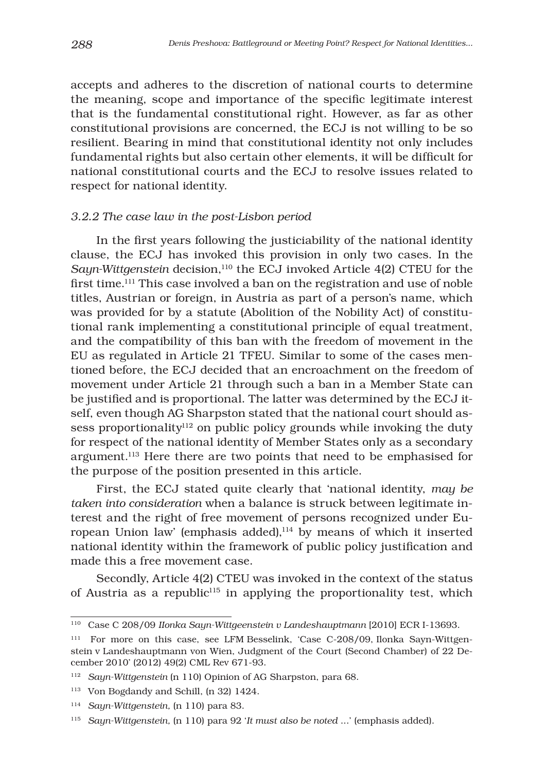accepts and adheres to the discretion of national courts to determine the meaning, scope and importance of the specific legitimate interest that is the fundamental constitutional right. However, as far as other constitutional provisions are concerned, the ECJ is not willing to be so resilient. Bearing in mind that constitutional identity not only includes fundamental rights but also certain other elements, it will be difficult for national constitutional courts and the ECJ to resolve issues related to respect for national identity.

### *3.2.2 The case law in the post-Lisbon period*

In the first years following the justiciability of the national identity clause, the ECJ has invoked this provision in only two cases. In the *Sayn-Wittgenstein* decision,[110] the ECJ invoked Article 4(2) CTEU for the first time.[111] This case involved a ban on the registration and use of noble titles, Austrian or foreign, in Austria as part of a person's name, which was provided for by a statute (Abolition of the Nobility Act) of constitutional rank implementing a constitutional principle of equal treatment, and the compatibility of this ban with the freedom of movement in the EU as regulated in Article 21 TFEU. Similar to some of the cases mentioned before, the ECJ decided that an encroachment on the freedom of movement under Article 21 through such a ban in a Member State can be justified and is proportional. The latter was determined by the ECJ itself, even though AG Sharpston stated that the national court should assess proportionality[112] on public policy grounds while invoking the duty for respect of the national identity of Member States only as a secondary argument.[113] Here there are two points that need to be emphasised for the purpose of the position presented in this article.

First, the ECJ stated quite clearly that 'national identity, *may be taken into consideration* when a balance is struck between legitimate interest and the right of free movement of persons recognized under European Union law' (emphasis added),[114] by means of which it inserted national identity within the framework of public policy justification and made this a free movement case.

Secondly, Article 4(2) CTEU was invoked in the context of the status of Austria as a republic[115] in applying the proportionality test, which

---

[110] Case C 208/09 *Ilonka Sayn-Wittgeenstein v Landeshauptmann* [2010] ECR I-13693.

[111] For more on this case, see LFM Besselink, 'Case C-208/09, Ilonka Sayn-Wittgenstein v Landeshauptmann von Wien, Judgment of the Court (Second Chamber) of 22 December 2010' (2012) 49(2) CML Rev 671-93.

[112] *Sayn-Wittgenstein* (n 110) Opinion of AG Sharpston, para 68.

[113] Von Bogdandy and Schill, (n 32) 1424.

[114] *Sayn-Wittgenstein,* (n 110) para 83.

[115] *Sayn-Wittgenstein,* (n 110) para 92 '*It must also be noted* ...' (emphasis added).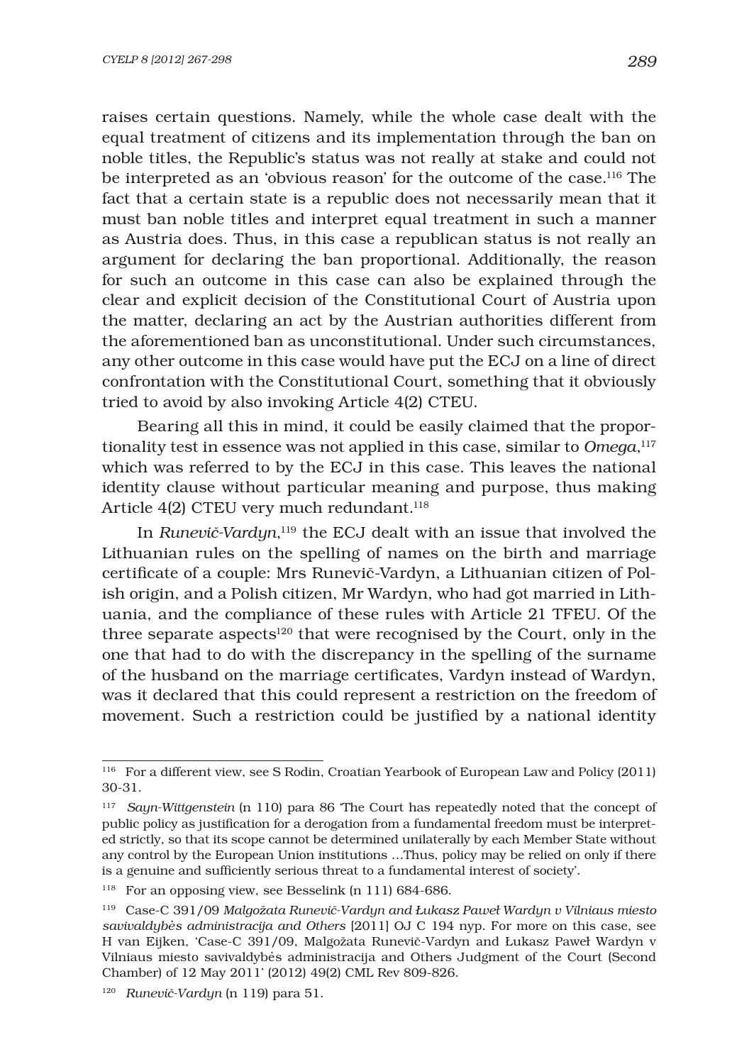raises certain questions. Namely, while the whole case dealt with the equal treatment of citizens and its implementation through the ban on noble titles, the Republic's status was not really at stake and could not be interpreted as an 'obvious reason' for the outcome of the case.[116] The fact that a certain state is a republic does not necessarily mean that it must ban noble titles and interpret equal treatment in such a manner as Austria does. Thus, in this case a republican status is not really an argument for declaring the ban proportional. Additionally, the reason for such an outcome in this case can also be explained through the clear and explicit decision of the Constitutional Court of Austria upon the matter, declaring an act by the Austrian authorities different from the aforementioned ban as unconstitutional. Under such circumstances, any other outcome in this case would have put the ECJ on a line of direct confrontation with the Constitutional Court, something that it obviously tried to avoid by also invoking Article 4(2) CTEU.

Bearing all this in mind, it could be easily claimed that the proportionality test in essence was not applied in this case, similar to *Omega*,[117] which was referred to by the ECJ in this case. This leaves the national identity clause without particular meaning and purpose, thus making Article 4(2) CTEU very much redundant.[118]

In *Runevič-Vardyn*,[119] the ECJ dealt with an issue that involved the Lithuanian rules on the spelling of names on the birth and marriage certificate of a couple: Mrs Runevič-Vardyn, a Lithuanian citizen of Polish origin, and a Polish citizen, Mr Wardyn, who had got married in Lithuania, and the compliance of these rules with Article 21 TFEU. Of the three separate aspects[120] that were recognised by the Court, only in the one that had to do with the discrepancy in the spelling of the surname of the husband on the marriage certificates, Vardyn instead of Wardyn, was it declared that this could represent a restriction on the freedom of movement. Such a restriction could be justified by a national identity

---

[116] For a different view, see S Rodin, Croatian Yearbook of European Law and Policy (2011) 30-31.

[117] *Sayn-Wittgenstein* (n 110) para 86 'The Court has repeatedly noted that the concept of public policy as justification for a derogation from a fundamental freedom must be interpreted strictly, so that its scope cannot be determined unilaterally by each Member State without any control by the European Union institutions ...Thus, policy may be relied on only if there is a genuine and sufficiently serious threat to a fundamental interest of society'.

[118] For an opposing view, see Besselink (n 111) 684-686.

[119] Case-C 391/09 *Malgožata Runevič-Vardyn and Łukasz Paweł Wardyn v Vilniaus miesto savivaldybės administracija and Others* [2011] OJ C 194 nyp. For more on this case, see H van Eijken, 'Case-C 391/09, Malgožata Runevič-Vardyn and Łukasz Paweł Wardyn v Vilniaus miesto savivaldybės administracija and Others Judgment of the Court (Second Chamber) of 12 May 2011' (2012) 49(2) CML Rev 809-826.

[120] *Runevič-Vardyn* (n 119) para 51.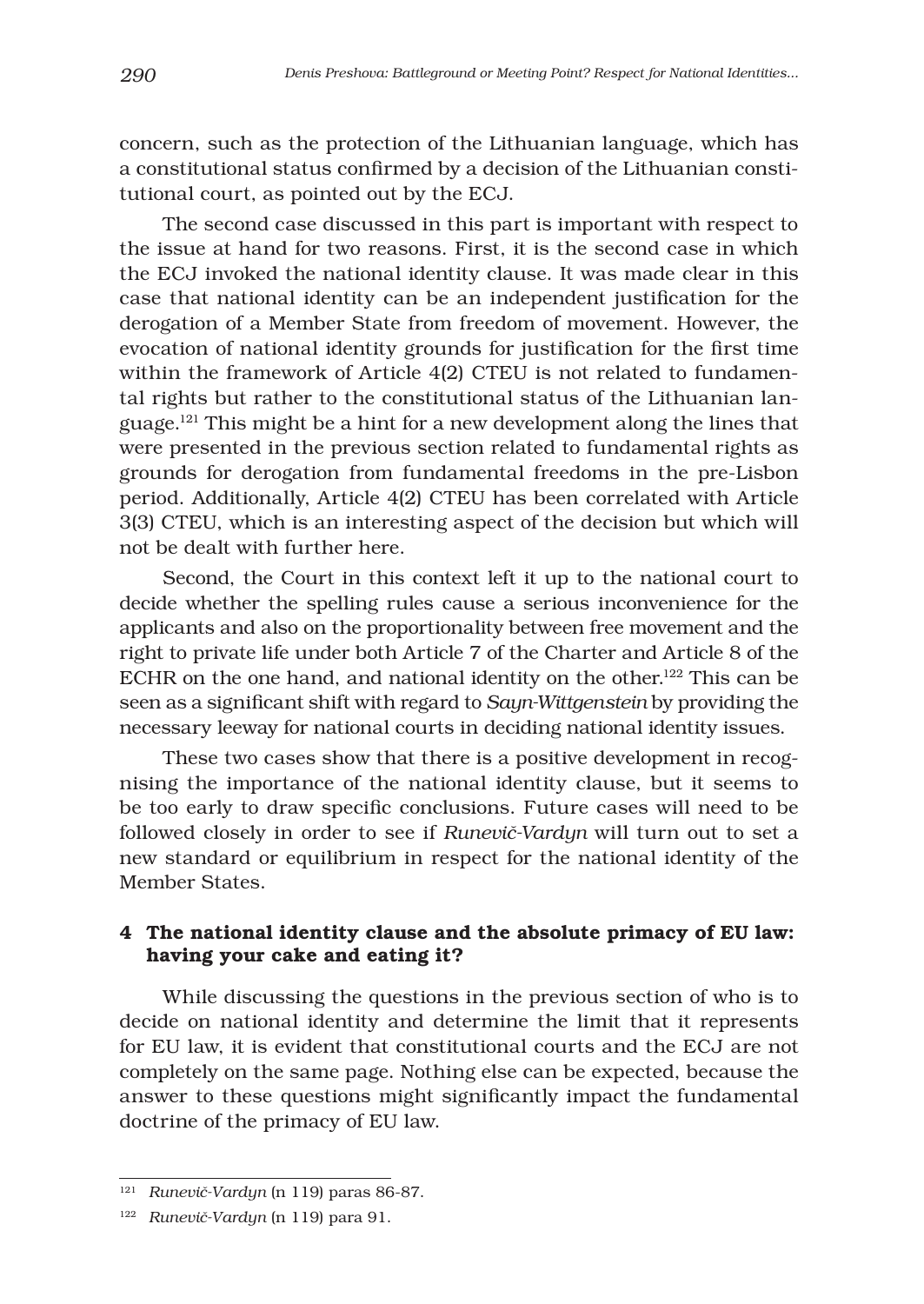concern, such as the protection of the Lithuanian language, which has a constitutional status confirmed by a decision of the Lithuanian constitutional court, as pointed out by the ECJ.

The second case discussed in this part is important with respect to the issue at hand for two reasons. First, it is the second case in which the ECJ invoked the national identity clause. It was made clear in this case that national identity can be an independent justification for the derogation of a Member State from freedom of movement. However, the evocation of national identity grounds for justification for the first time within the framework of Article 4(2) CTEU is not related to fundamental rights but rather to the constitutional status of the Lithuanian language.[121] This might be a hint for a new development along the lines that were presented in the previous section related to fundamental rights as grounds for derogation from fundamental freedoms in the pre-Lisbon period. Additionally, Article 4(2) CTEU has been correlated with Article 3(3) CTEU, which is an interesting aspect of the decision but which will not be dealt with further here.

Second, the Court in this context left it up to the national court to decide whether the spelling rules cause a serious inconvenience for the applicants and also on the proportionality between free movement and the right to private life under both Article 7 of the Charter and Article 8 of the ECHR on the one hand, and national identity on the other.[122] This can be seen as a significant shift with regard to *Sayn-Wittgenstein* by providing the necessary leeway for national courts in deciding national identity issues.

These two cases show that there is a positive development in recognising the importance of the national identity clause, but it seems to be too early to draw specific conclusions. Future cases will need to be followed closely in order to see if *Runevič-Vardyn* will turn out to set a new standard or equilibrium in respect for the national identity of the Member States.

## 4 The national identity clause and the absolute primacy of EU law: having your cake and eating it?

While discussing the questions in the previous section of who is to decide on national identity and determine the limit that it represents for EU law, it is evident that constitutional courts and the ECJ are not completely on the same page. Nothing else can be expected, because the answer to these questions might significantly impact the fundamental doctrine of the primacy of EU law.

---

[121] *Runevič-Vardyn* (n 119) paras 86-87.

[122] *Runevič-Vardyn* (n 119) para 91.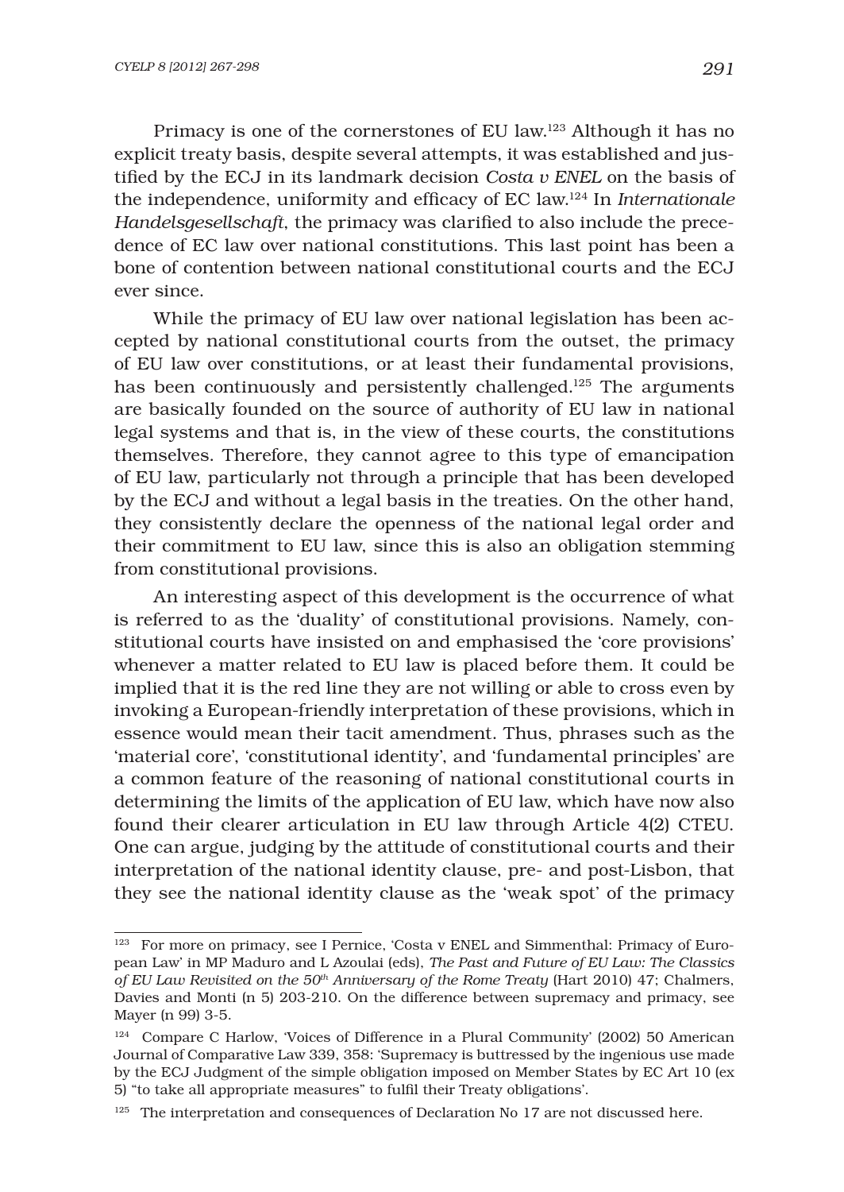Primacy is one of the cornerstones of EU law.[123] Although it has no explicit treaty basis, despite several attempts, it was established and justified by the ECJ in its landmark decision *Costa v ENEL* on the basis of the independence, uniformity and efficacy of EC law.[124] In *Internationale Handelsgesellschaft*, the primacy was clarified to also include the precedence of EC law over national constitutions. This last point has been a bone of contention between national constitutional courts and the ECJ ever since.

While the primacy of EU law over national legislation has been accepted by national constitutional courts from the outset, the primacy of EU law over constitutions, or at least their fundamental provisions, has been continuously and persistently challenged.[125] The arguments are basically founded on the source of authority of EU law in national legal systems and that is, in the view of these courts, the constitutions themselves. Therefore, they cannot agree to this type of emancipation of EU law, particularly not through a principle that has been developed by the ECJ and without a legal basis in the treaties. On the other hand, they consistently declare the openness of the national legal order and their commitment to EU law, since this is also an obligation stemming from constitutional provisions.

An interesting aspect of this development is the occurrence of what is referred to as the 'duality' of constitutional provisions. Namely, constitutional courts have insisted on and emphasised the 'core provisions' whenever a matter related to EU law is placed before them. It could be implied that it is the red line they are not willing or able to cross even by invoking a European-friendly interpretation of these provisions, which in essence would mean their tacit amendment. Thus, phrases such as the 'material core', 'constitutional identity', and 'fundamental principles' are a common feature of the reasoning of national constitutional courts in determining the limits of the application of EU law, which have now also found their clearer articulation in EU law through Article 4(2) CTEU. One can argue, judging by the attitude of constitutional courts and their interpretation of the national identity clause, pre- and post-Lisbon, that they see the national identity clause as the 'weak spot' of the primacy

---

[123] For more on primacy, see I Pernice, 'Costa v ENEL and Simmenthal: Primacy of European Law' in MP Maduro and L Azoulai (eds), *The Past and Future of EU Law: The Classics of EU Law Revisited on the 50th Anniversary of the Rome Treaty* (Hart 2010) 47; Chalmers, Davies and Monti (n 5) 203-210. On the difference between supremacy and primacy, see Mayer (n 99) 3-5.

[124] Compare C Harlow, 'Voices of Difference in a Plural Community' (2002) 50 American Journal of Comparative Law 339, 358: 'Supremacy is buttressed by the ingenious use made by the ECJ Judgment of the simple obligation imposed on Member States by EC Art 10 (ex 5) "to take all appropriate measures" to fulfil their Treaty obligations'.

[125] The interpretation and consequences of Declaration No 17 are not discussed here.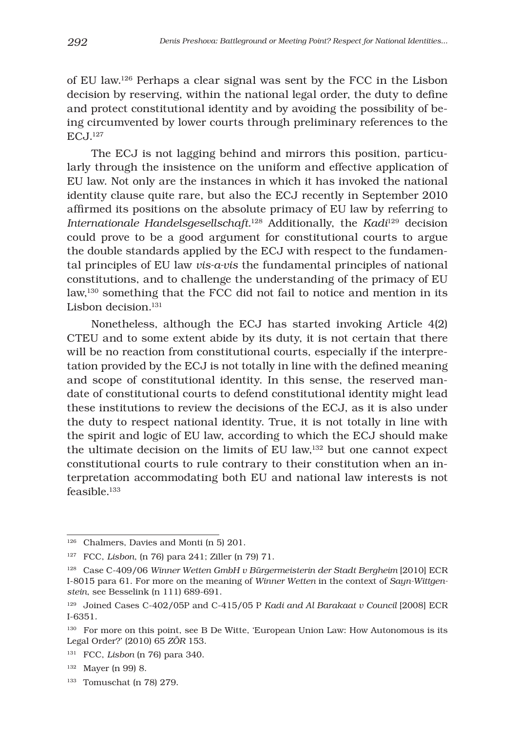of EU law.[126] Perhaps a clear signal was sent by the FCC in the Lisbon decision by reserving, within the national legal order, the duty to define and protect constitutional identity and by avoiding the possibility of being circumvented by lower courts through preliminary references to the ECJ.[127]

The ECJ is not lagging behind and mirrors this position, particularly through the insistence on the uniform and effective application of EU law. Not only are the instances in which it has invoked the national identity clause quite rare, but also the ECJ recently in September 2010 affirmed its positions on the absolute primacy of EU law by referring to *Internationale Handelsgesellschaft*.[128] Additionally, the *Kadi*[129] decision could prove to be a good argument for constitutional courts to argue the double standards applied by the ECJ with respect to the fundamental principles of EU law *vis-a-vis* the fundamental principles of national constitutions, and to challenge the understanding of the primacy of EU law,[130] something that the FCC did not fail to notice and mention in its Lisbon decision.[131]

Nonetheless, although the ECJ has started invoking Article 4(2) CTEU and to some extent abide by its duty, it is not certain that there will be no reaction from constitutional courts, especially if the interpretation provided by the ECJ is not totally in line with the defined meaning and scope of constitutional identity. In this sense, the reserved mandate of constitutional courts to defend constitutional identity might lead these institutions to review the decisions of the ECJ, as it is also under the duty to respect national identity. True, it is not totally in line with the spirit and logic of EU law, according to which the ECJ should make the ultimate decision on the limits of EU law,[132] but one cannot expect constitutional courts to rule contrary to their constitution when an interpretation accommodating both EU and national law interests is not feasible.[133]

---

[126] Chalmers, Davies and Monti (n 5) 201.

[127] FCC, *Lisbon*, (n 76) para 241; Ziller (n 79) 71.

[128] Case C-409/06 *Winner Wetten GmbH v Bürgermeisterin der Stadt Bergheim* [2010] ECR I-8015 para 61. For more on the meaning of *Winner Wetten* in the context of *Sayn-Wittgenstein*, see Besselink (n 111) 689-691.

[129] Joined Cases C-402/05P and C-415/05 P *Kadi and Al Barakaat v Council* [2008] ECR I-6351.

[130] For more on this point, see B De Witte, 'European Union Law: How Autonomous is its Legal Order?' (2010) 65 *ZÖR* 153.

[131] FCC, *Lisbon* (n 76) para 340.

[132] Mayer (n 99) 8.

[133] Tomuschat (n 78) 279.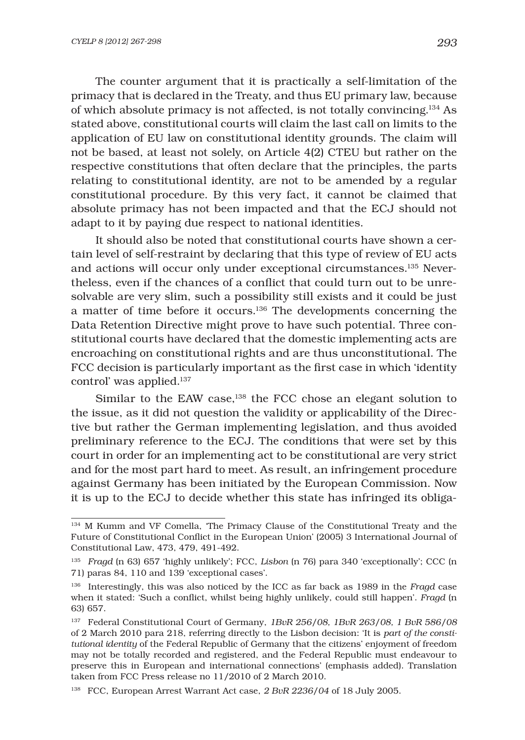The counter argument that it is practically a self-limitation of the primacy that is declared in the Treaty, and thus EU primary law, because of which absolute primacy is not affected, is not totally convincing.[134] As stated above, constitutional courts will claim the last call on limits to the application of EU law on constitutional identity grounds. The claim will not be based, at least not solely, on Article 4(2) CTEU but rather on the respective constitutions that often declare that the principles, the parts relating to constitutional identity, are not to be amended by a regular constitutional procedure. By this very fact, it cannot be claimed that absolute primacy has not been impacted and that the ECJ should not adapt to it by paying due respect to national identities.

It should also be noted that constitutional courts have shown a certain level of self-restraint by declaring that this type of review of EU acts and actions will occur only under exceptional circumstances.[135] Nevertheless, even if the chances of a conflict that could turn out to be unresolvable are very slim, such a possibility still exists and it could be just a matter of time before it occurs.[136] The developments concerning the Data Retention Directive might prove to have such potential. Three constitutional courts have declared that the domestic implementing acts are encroaching on constitutional rights and are thus unconstitutional. The FCC decision is particularly important as the first case in which 'identity control' was applied.[137]

Similar to the EAW case,[138] the FCC chose an elegant solution to the issue, as it did not question the validity or applicability of the Directive but rather the German implementing legislation, and thus avoided preliminary reference to the ECJ. The conditions that were set by this court in order for an implementing act to be constitutional are very strict and for the most part hard to meet. As result, an infringement procedure against Germany has been initiated by the European Commission. Now it is up to the ECJ to decide whether this state has infringed its obliga-

---

[134] M Kumm and VF Comella, 'The Primacy Clause of the Constitutional Treaty and the Future of Constitutional Conflict in the European Union' (2005) 3 International Journal of Constitutional Law, 473, 479, 491-492.

[135] *Fragd* (n 63) 657 'highly unlikely'; FCC, *Lisbon* (n 76) para 340 'exceptionally'; CCC (n 71) paras 84, 110 and 139 'exceptional cases'.

[136] Interestingly, this was also noticed by the ICC as far back as 1989 in the *Fragd* case when it stated: 'Such a conflict, whilst being highly unlikely, could still happen'. *Fragd* (n 63) 657.

[137] Federal Constitutional Court of Germany, *1BvR 256/08, 1BvR 263/08, 1 BvR 586/08* of 2 March 2010 para 218, referring directly to the Lisbon decision: 'It is *part of the constitutional identity* of the Federal Republic of Germany that the citizens' enjoyment of freedom may not be totally recorded and registered, and the Federal Republic must endeavour to preserve this in European and international connections' (emphasis added). Translation taken from FCC Press release no 11/2010 of 2 March 2010.

[138] FCC, European Arrest Warrant Act case, *2 BvR 2236/04* of 18 July 2005.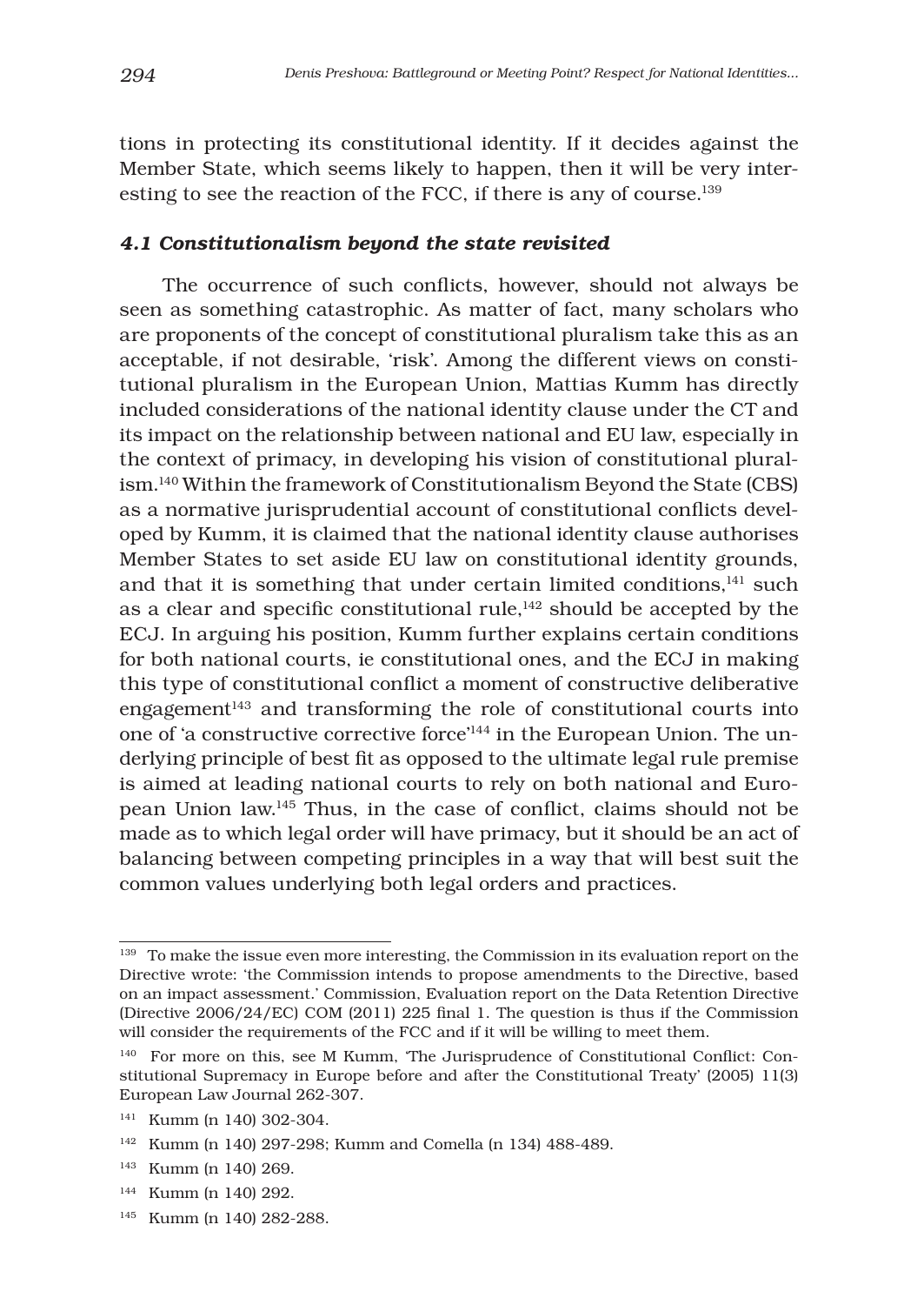tions in protecting its constitutional identity. If it decides against the Member State, which seems likely to happen, then it will be very interesting to see the reaction of the FCC, if there is any of course.[139]

### *4.1 Constitutionalism beyond the state revisited*

The occurrence of such conflicts, however, should not always be seen as something catastrophic. As matter of fact, many scholars who are proponents of the concept of constitutional pluralism take this as an acceptable, if not desirable, 'risk'. Among the different views on constitutional pluralism in the European Union, Mattias Kumm has directly included considerations of the national identity clause under the CT and its impact on the relationship between national and EU law, especially in the context of primacy, in developing his vision of constitutional pluralism.[140] Within the framework of Constitutionalism Beyond the State (CBS) as a normative jurisprudential account of constitutional conflicts developed by Kumm, it is claimed that the national identity clause authorises Member States to set aside EU law on constitutional identity grounds, and that it is something that under certain limited conditions,[141] such as a clear and specific constitutional rule,[142] should be accepted by the ECJ. In arguing his position, Kumm further explains certain conditions for both national courts, ie constitutional ones, and the ECJ in making this type of constitutional conflict a moment of constructive deliberative engagement[143] and transforming the role of constitutional courts into one of 'a constructive corrective force'[144] in the European Union. The underlying principle of best fit as opposed to the ultimate legal rule premise is aimed at leading national courts to rely on both national and European Union law.[145] Thus, in the case of conflict, claims should not be made as to which legal order will have primacy, but it should be an act of balancing between competing principles in a way that will best suit the common values underlying both legal orders and practices.

---

[139] To make the issue even more interesting, the Commission in its evaluation report on the Directive wrote: 'the Commission intends to propose amendments to the Directive, based on an impact assessment.' Commission, Evaluation report on the Data Retention Directive (Directive 2006/24/EC) COM (2011) 225 final 1. The question is thus if the Commission will consider the requirements of the FCC and if it will be willing to meet them.

[140] For more on this, see M Kumm, 'The Jurisprudence of Constitutional Conflict: Constitutional Supremacy in Europe before and after the Constitutional Treaty' (2005) 11(3) European Law Journal 262-307.

[141] Kumm (n 140) 302-304.

[142] Kumm (n 140) 297-298; Kumm and Comella (n 134) 488-489.

[143] Kumm (n 140) 269.

[144] Kumm (n 140) 292.

[145] Kumm (n 140) 282-288.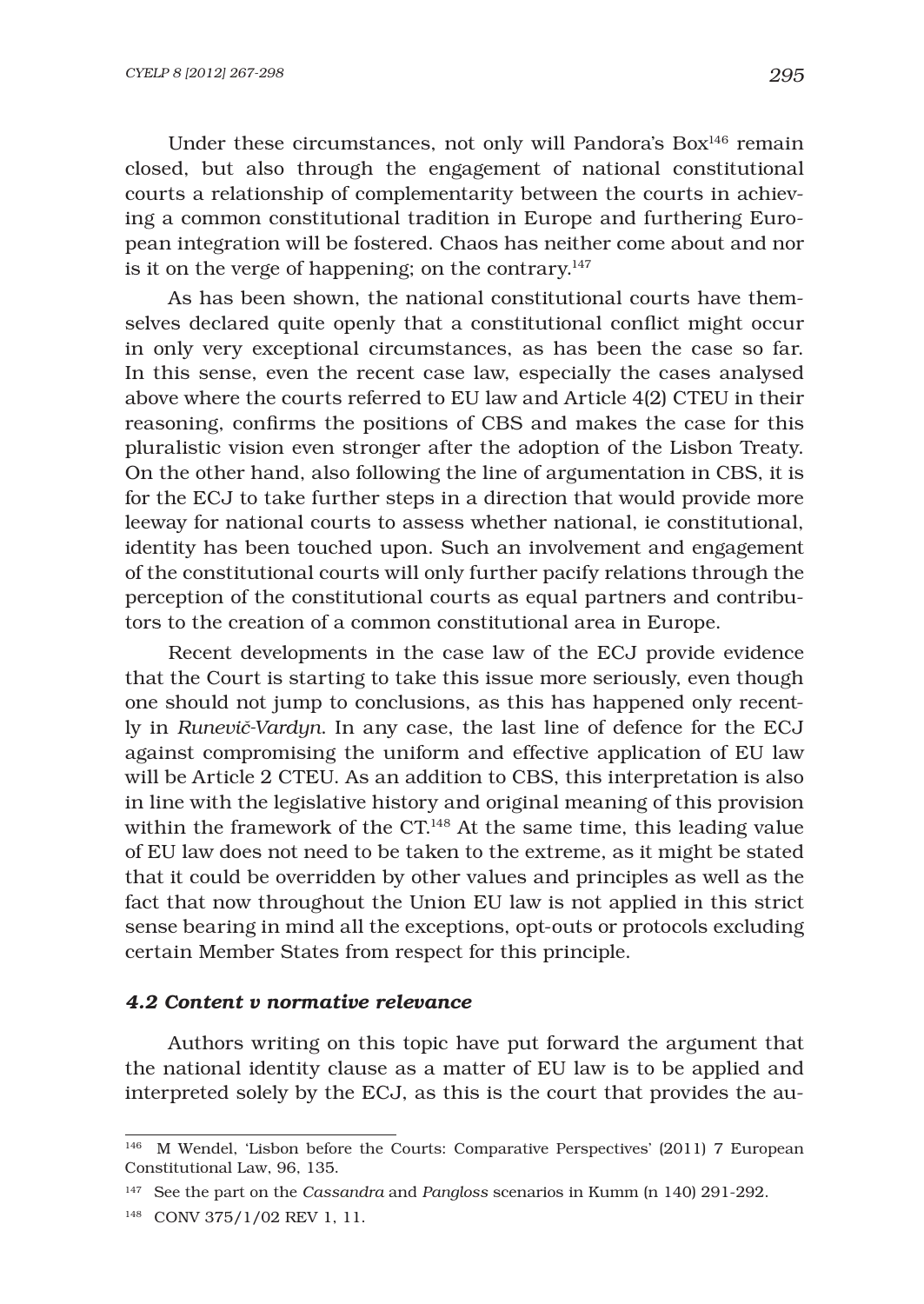Under these circumstances, not only will Pandora's Box[146] remain closed, but also through the engagement of national constitutional courts a relationship of complementarity between the courts in achieving a common constitutional tradition in Europe and furthering European integration will be fostered. Chaos has neither come about and nor is it on the verge of happening; on the contrary.[147]

As has been shown, the national constitutional courts have themselves declared quite openly that a constitutional conflict might occur in only very exceptional circumstances, as has been the case so far. In this sense, even the recent case law, especially the cases analysed above where the courts referred to EU law and Article 4(2) CTEU in their reasoning, confirms the positions of CBS and makes the case for this pluralistic vision even stronger after the adoption of the Lisbon Treaty. On the other hand, also following the line of argumentation in CBS, it is for the ECJ to take further steps in a direction that would provide more leeway for national courts to assess whether national, ie constitutional, identity has been touched upon. Such an involvement and engagement of the constitutional courts will only further pacify relations through the perception of the constitutional courts as equal partners and contributors to the creation of a common constitutional area in Europe.

Recent developments in the case law of the ECJ provide evidence that the Court is starting to take this issue more seriously, even though one should not jump to conclusions, as this has happened only recently in *Runevič-Vardyn*. In any case, the last line of defence for the ECJ against compromising the uniform and effective application of EU law will be Article 2 CTEU. As an addition to CBS, this interpretation is also in line with the legislative history and original meaning of this provision within the framework of the CT.[148] At the same time, this leading value of EU law does not need to be taken to the extreme, as it might be stated that it could be overridden by other values and principles as well as the fact that now throughout the Union EU law is not applied in this strict sense bearing in mind all the exceptions, opt-outs or protocols excluding certain Member States from respect for this principle.

### *4.2 Content v normative relevance*

Authors writing on this topic have put forward the argument that the national identity clause as a matter of EU law is to be applied and interpreted solely by the ECJ, as this is the court that provides the au-

---

[146] M Wendel, 'Lisbon before the Courts: Comparative Perspectives' (2011) 7 European Constitutional Law, 96, 135.

[147] See the part on the *Cassandra* and *Pangloss* scenarios in Kumm (n 140) 291-292.

[148] CONV 375/1/02 REV 1, 11.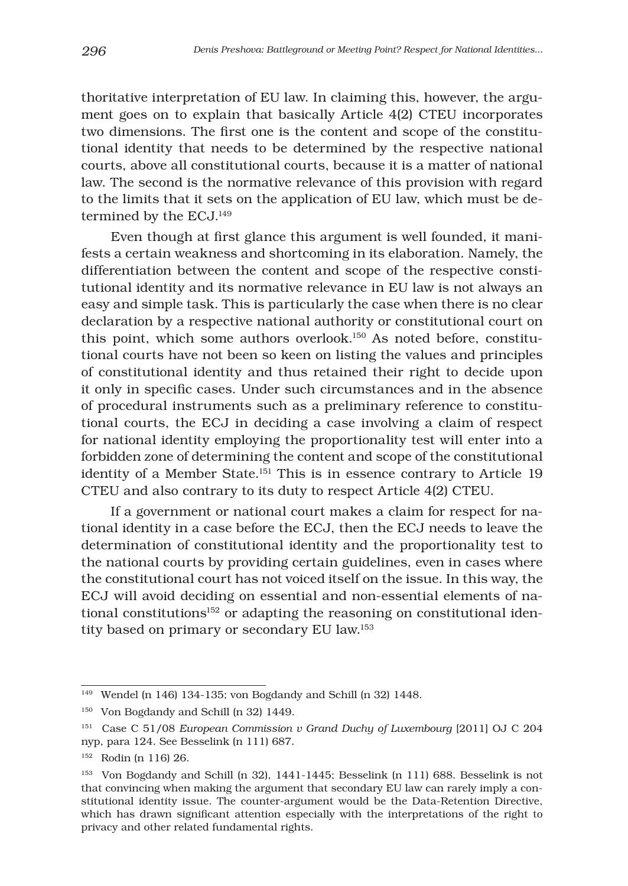thoritative interpretation of EU law. In claiming this, however, the argument goes on to explain that basically Article 4(2) CTEU incorporates two dimensions. The first one is the content and scope of the constitutional identity that needs to be determined by the respective national courts, above all constitutional courts, because it is a matter of national law. The second is the normative relevance of this provision with regard to the limits that it sets on the application of EU law, which must be determined by the ECJ.[149]

Even though at first glance this argument is well founded, it manifests a certain weakness and shortcoming in its elaboration. Namely, the differentiation between the content and scope of the respective constitutional identity and its normative relevance in EU law is not always an easy and simple task. This is particularly the case when there is no clear declaration by a respective national authority or constitutional court on this point, which some authors overlook.[150] As noted before, constitutional courts have not been so keen on listing the values and principles of constitutional identity and thus retained their right to decide upon it only in specific cases. Under such circumstances and in the absence of procedural instruments such as a preliminary reference to constitutional courts, the ECJ in deciding a case involving a claim of respect for national identity employing the proportionality test will enter into a forbidden zone of determining the content and scope of the constitutional identity of a Member State.[151] This is in essence contrary to Article 19 CTEU and also contrary to its duty to respect Article 4(2) CTEU.

If a government or national court makes a claim for respect for national identity in a case before the ECJ, then the ECJ needs to leave the determination of constitutional identity and the proportionality test to the national courts by providing certain guidelines, even in cases where the constitutional court has not voiced itself on the issue. In this way, the ECJ will avoid deciding on essential and non-essential elements of national constitutions[152] or adapting the reasoning on constitutional identity based on primary or secondary EU law.[153]

---

[149] Wendel (n 146) 134-135; von Bogdandy and Schill (n 32) 1448.

[150] Von Bogdandy and Schill (n 32) 1449.

[151] Case C 51/08 *European Commission v Grand Duchy of Luxembourg* [2011] OJ C 204 nyp, para 124. See Besselink (n 111) 687.

[152] Rodin (n 116) 26.

[153] Von Bogdandy and Schill (n 32), 1441-1445; Besselink (n 111) 688. Besselink is not that convincing when making the argument that secondary EU law can rarely imply a constitutional identity issue. The counter-argument would be the Data-Retention Directive, which has drawn significant attention especially with the interpretations of the right to privacy and other related fundamental rights.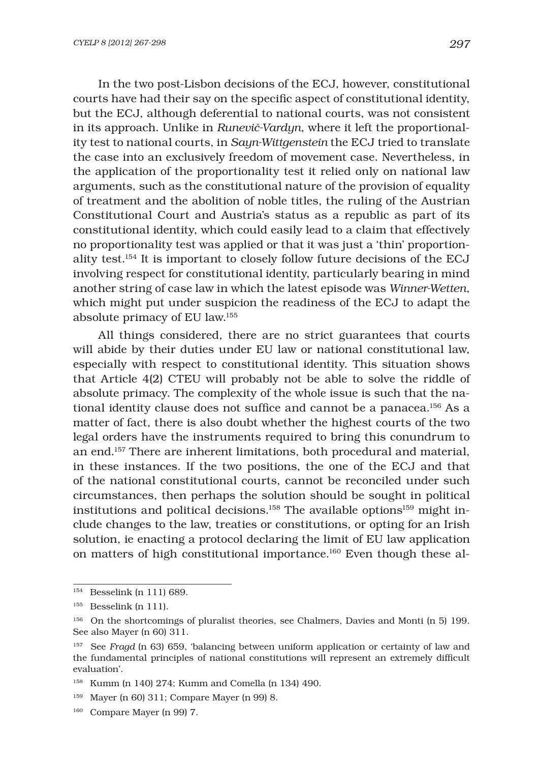In the two post-Lisbon decisions of the ECJ, however, constitutional courts have had their say on the specific aspect of constitutional identity, but the ECJ, although deferential to national courts, was not consistent in its approach. Unlike in *Runevič-Vardyn*, where it left the proportionality test to national courts, in *Sayn-Wittgenstein* the ECJ tried to translate the case into an exclusively freedom of movement case. Nevertheless, in the application of the proportionality test it relied only on national law arguments, such as the constitutional nature of the provision of equality of treatment and the abolition of noble titles, the ruling of the Austrian Constitutional Court and Austria's status as a republic as part of its constitutional identity, which could easily lead to a claim that effectively no proportionality test was applied or that it was just a 'thin' proportionality test.[154] It is important to closely follow future decisions of the ECJ involving respect for constitutional identity, particularly bearing in mind another string of case law in which the latest episode was *Winner-Wetten*, which might put under suspicion the readiness of the ECJ to adapt the absolute primacy of EU law.[155]

All things considered, there are no strict guarantees that courts will abide by their duties under EU law or national constitutional law, especially with respect to constitutional identity. This situation shows that Article 4(2) CTEU will probably not be able to solve the riddle of absolute primacy. The complexity of the whole issue is such that the national identity clause does not suffice and cannot be a panacea.[156] As a matter of fact, there is also doubt whether the highest courts of the two legal orders have the instruments required to bring this conundrum to an end.[157] There are inherent limitations, both procedural and material, in these instances. If the two positions, the one of the ECJ and that of the national constitutional courts, cannot be reconciled under such circumstances, then perhaps the solution should be sought in political institutions and political decisions.[158] The available options[159] might include changes to the law, treaties or constitutions, or opting for an Irish solution, ie enacting a protocol declaring the limit of EU law application on matters of high constitutional importance.[160] Even though these al-

---

[154] Besselink (n 111) 689.

[155] Besselink (n 111).

[156] On the shortcomings of pluralist theories, see Chalmers, Davies and Monti (n 5) 199. See also Mayer (n 60) 311.

[157] See *Fragd* (n 63) 659, 'balancing between uniform application or certainty of law and the fundamental principles of national constitutions will represent an extremely difficult evaluation'.

[158] Kumm (n 140) 274; Kumm and Comella (n 134) 490.

[159] Mayer (n 60) 311; Compare Mayer (n 99) 8.

[160] Compare Mayer (n 99) 7.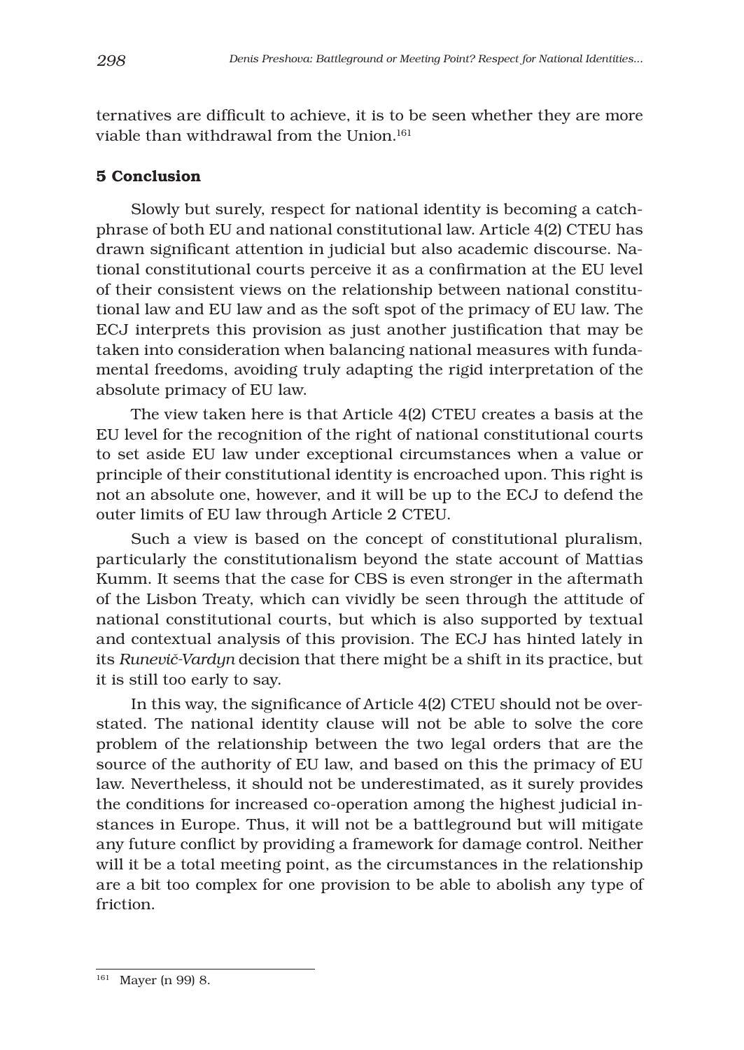ternatives are difficult to achieve, it is to be seen whether they are more viable than withdrawal from the Union.[161]

## 5 Conclusion

Slowly but surely, respect for national identity is becoming a catchphrase of both EU and national constitutional law. Article 4(2) CTEU has drawn significant attention in judicial but also academic discourse. National constitutional courts perceive it as a confirmation at the EU level of their consistent views on the relationship between national constitutional law and EU law and as the soft spot of the primacy of EU law. The ECJ interprets this provision as just another justification that may be taken into consideration when balancing national measures with fundamental freedoms, avoiding truly adapting the rigid interpretation of the absolute primacy of EU law.

The view taken here is that Article 4(2) CTEU creates a basis at the EU level for the recognition of the right of national constitutional courts to set aside EU law under exceptional circumstances when a value or principle of their constitutional identity is encroached upon. This right is not an absolute one, however, and it will be up to the ECJ to defend the outer limits of EU law through Article 2 CTEU.

Such a view is based on the concept of constitutional pluralism, particularly the constitutionalism beyond the state account of Mattias Kumm. It seems that the case for CBS is even stronger in the aftermath of the Lisbon Treaty, which can vividly be seen through the attitude of national constitutional courts, but which is also supported by textual and contextual analysis of this provision. The ECJ has hinted lately in its *Runevič-Vardyn* decision that there might be a shift in its practice, but it is still too early to say.

In this way, the significance of Article 4(2) CTEU should not be overstated. The national identity clause will not be able to solve the core problem of the relationship between the two legal orders that are the source of the authority of EU law, and based on this the primacy of EU law. Nevertheless, it should not be underestimated, as it surely provides the conditions for increased co-operation among the highest judicial instances in Europe. Thus, it will not be a battleground but will mitigate any future conflict by providing a framework for damage control. Neither will it be a total meeting point, as the circumstances in the relationship are a bit too complex for one provision to be able to abolish any type of friction.

---

[161] Mayer (n 99) 8.